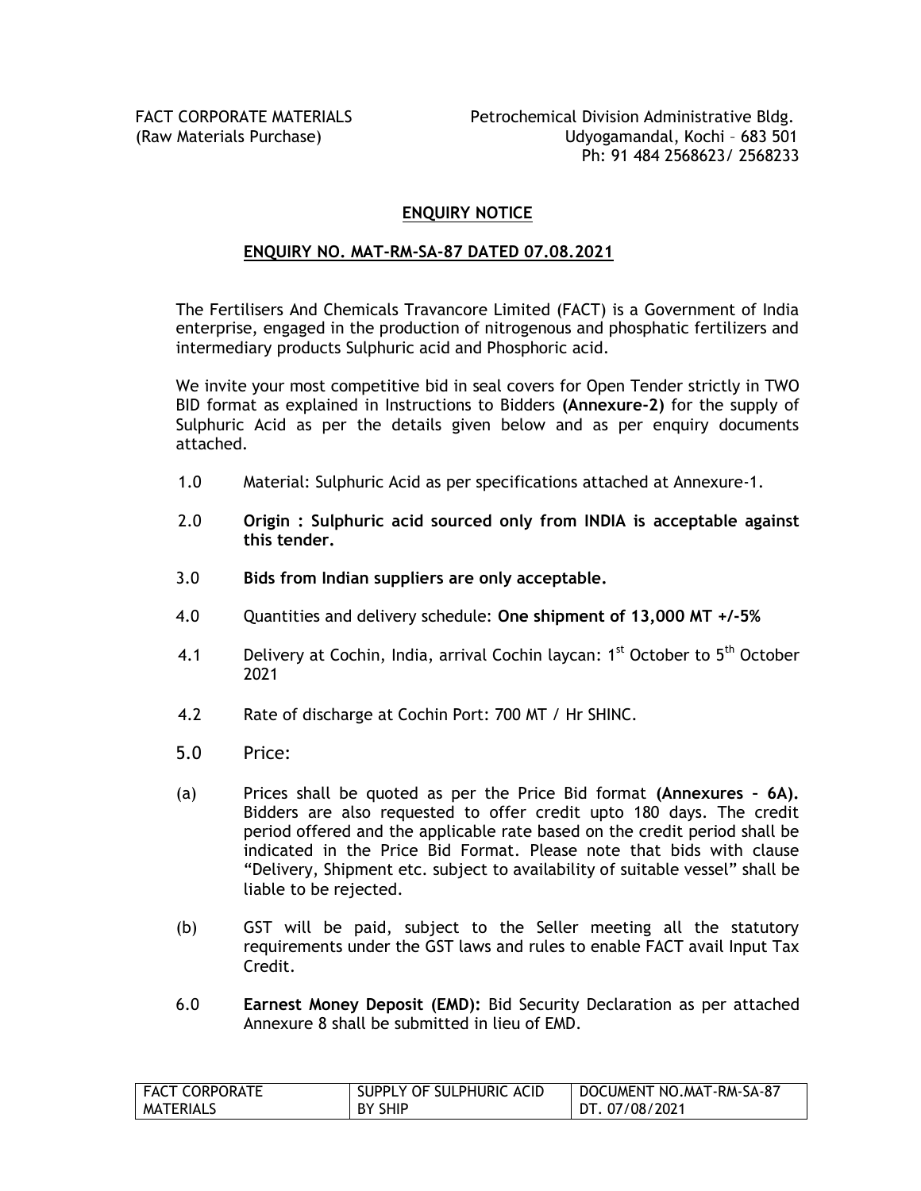FACT CORPORATE MATERIALS
(Raw Materials Purchase)

Petrochemical Division Administrative Bldg.
Udyogamandal, Kochi – 683 501
Ph: 91 484 2568623/ 2568233

## ENQUIRY NOTICE

## ENQUIRY NO. MAT-RM-SA-87 DATED 07.08.2021

The Fertilisers And Chemicals Travancore Limited (FACT) is a Government of India enterprise, engaged in the production of nitrogenous and phosphatic fertilizers and intermediary products Sulphuric acid and Phosphoric acid.

We invite your most competitive bid in seal covers for Open Tender strictly in TWO BID format as explained in Instructions to Bidders **(Annexure-2)** for the supply of Sulphuric Acid as per the details given below and as per enquiry documents attached.

1.0 Material: Sulphuric Acid as per specifications attached at Annexure-1.

2.0 **Origin : Sulphuric acid sourced only from INDIA is acceptable against this tender.**

3.0 **Bids from Indian suppliers are only acceptable.**

4.0 Quantities and delivery schedule: **One shipment of 13,000 MT +/-5%**

4.1 Delivery at Cochin, India, arrival Cochin laycan: 1st October to 5th October 2021

4.2 Rate of discharge at Cochin Port: 700 MT / Hr SHINC.

5.0 Price:

(a) Prices shall be quoted as per the Price Bid format **(Annexures – 6A).** Bidders are also requested to offer credit upto 180 days. The credit period offered and the applicable rate based on the credit period shall be indicated in the Price Bid Format. Please note that bids with clause "Delivery, Shipment etc. subject to availability of suitable vessel" shall be liable to be rejected.

(b) GST will be paid, subject to the Seller meeting all the statutory requirements under the GST laws and rules to enable FACT avail Input Tax Credit.

6.0 **Earnest Money Deposit (EMD):** Bid Security Declaration as per attached Annexure 8 shall be submitted in lieu of EMD.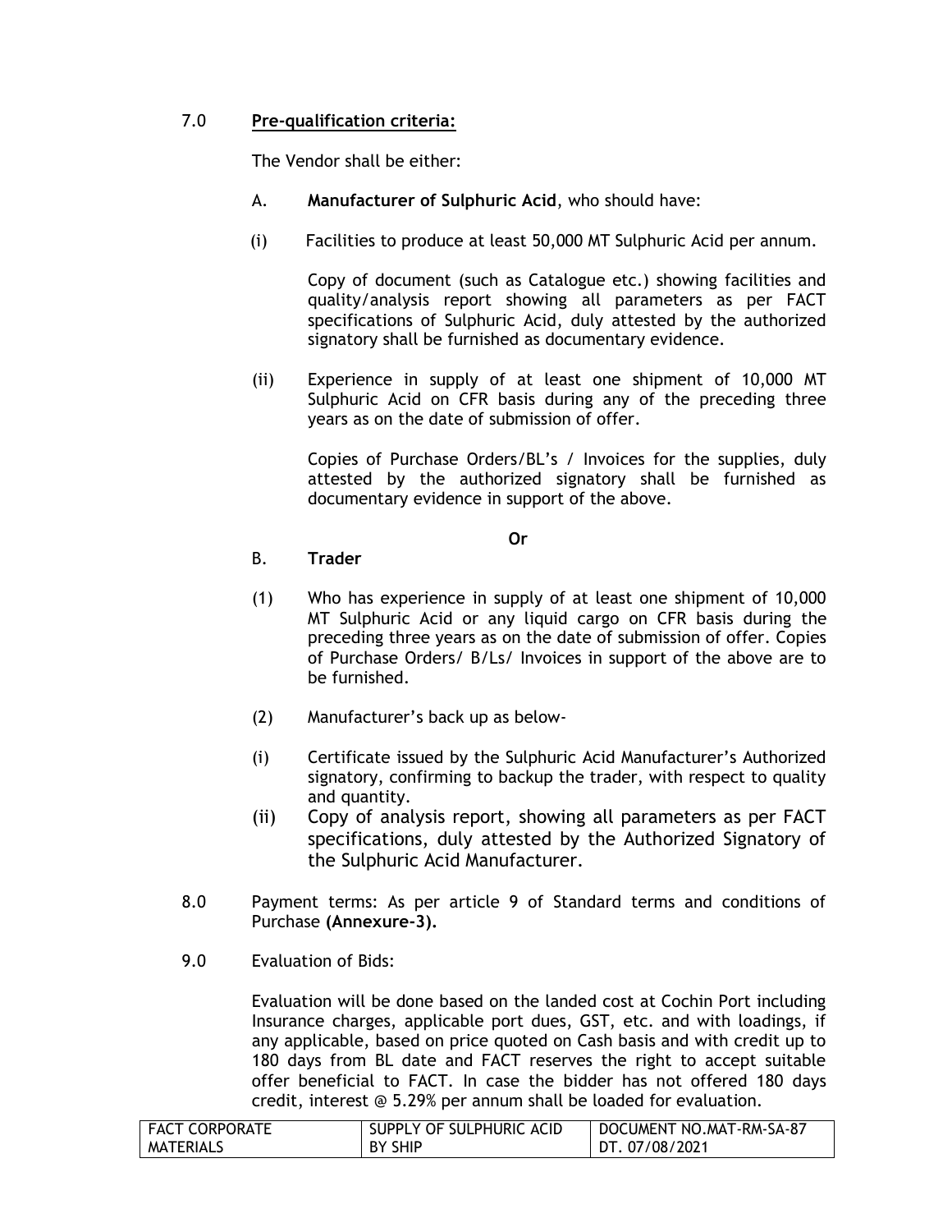## 7.0 **Pre-qualification criteria:**

The Vendor shall be either:

A. **Manufacturer of Sulphuric Acid**, who should have:

(i) Facilities to produce at least 50,000 MT Sulphuric Acid per annum.

Copy of document (such as Catalogue etc.) showing facilities and quality/analysis report showing all parameters as per FACT specifications of Sulphuric Acid, duly attested by the authorized signatory shall be furnished as documentary evidence.

(ii) Experience in supply of at least one shipment of 10,000 MT Sulphuric Acid on CFR basis during any of the preceding three years as on the date of submission of offer.

Copies of Purchase Orders/BL's / Invoices for the supplies, duly attested by the authorized signatory shall be furnished as documentary evidence in support of the above.

**Or**

B. **Trader**

(1) Who has experience in supply of at least one shipment of 10,000 MT Sulphuric Acid or any liquid cargo on CFR basis during the preceding three years as on the date of submission of offer. Copies of Purchase Orders/ B/Ls/ Invoices in support of the above are to be furnished.

(2) Manufacturer's back up as below-

(i) Certificate issued by the Sulphuric Acid Manufacturer's Authorized signatory, confirming to backup the trader, with respect to quality and quantity.

(ii) Copy of analysis report, showing all parameters as per FACT specifications, duly attested by the Authorized Signatory of the Sulphuric Acid Manufacturer.

8.0 Payment terms: As per article 9 of Standard terms and conditions of Purchase **(Annexure-3).**

9.0 Evaluation of Bids:

Evaluation will be done based on the landed cost at Cochin Port including Insurance charges, applicable port dues, GST, etc. and with loadings, if any applicable, based on price quoted on Cash basis and with credit up to 180 days from BL date and FACT reserves the right to accept suitable offer beneficial to FACT. In case the bidder has not offered 180 days credit, interest @ 5.29% per annum shall be loaded for evaluation.

| FACT CORPORATE MATERIALS | SUPPLY OF SULPHURIC ACID BY SHIP | DOCUMENT NO.MAT-RM-SA-87 DT. 07/08/2021 |
|---|---|---|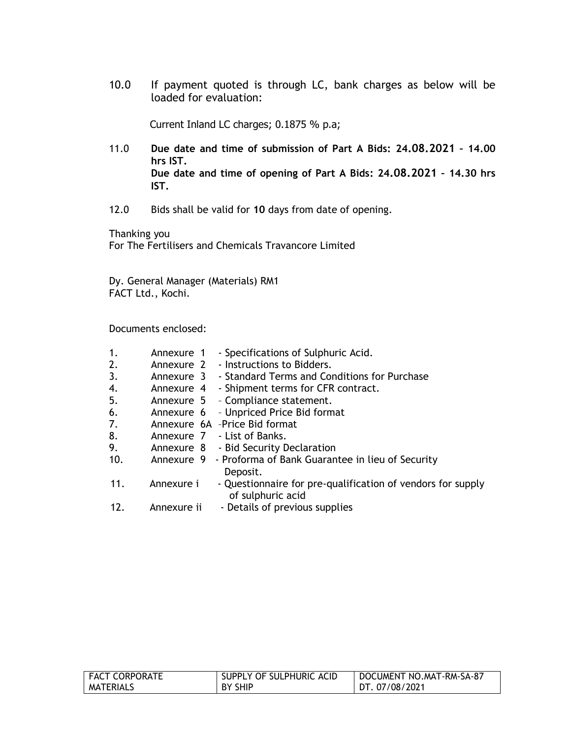10.0 If payment quoted is through LC, bank charges as below will be loaded for evaluation:

Current Inland LC charges; 0.1875 % p.a;

11.0 **Due date and time of submission of Part A Bids: 24.08.2021 – 14.00 hrs IST.**
**Due date and time of opening of Part A Bids: 24.08.2021 – 14.30 hrs IST.**

12.0 Bids shall be valid for **10** days from date of opening.

Thanking you
For The Fertilisers and Chemicals Travancore Limited

Dy. General Manager (Materials) RM1
FACT Ltd., Kochi.

Documents enclosed:

1. Annexure 1 - Specifications of Sulphuric Acid.
2. Annexure 2 - Instructions to Bidders.
3. Annexure 3 - Standard Terms and Conditions for Purchase
4. Annexure 4 - Shipment terms for CFR contract.
5. Annexure 5 – Compliance statement.
6. Annexure 6 – Unpriced Price Bid format
7. Annexure 6A –Price Bid format
8. Annexure 7 - List of Banks.
9. Annexure 8 - Bid Security Declaration
10. Annexure 9 - Proforma of Bank Guarantee in lieu of Security Deposit.
11. Annexure i - Questionnaire for pre-qualification of vendors for supply of sulphuric acid
12. Annexure ii - Details of previous supplies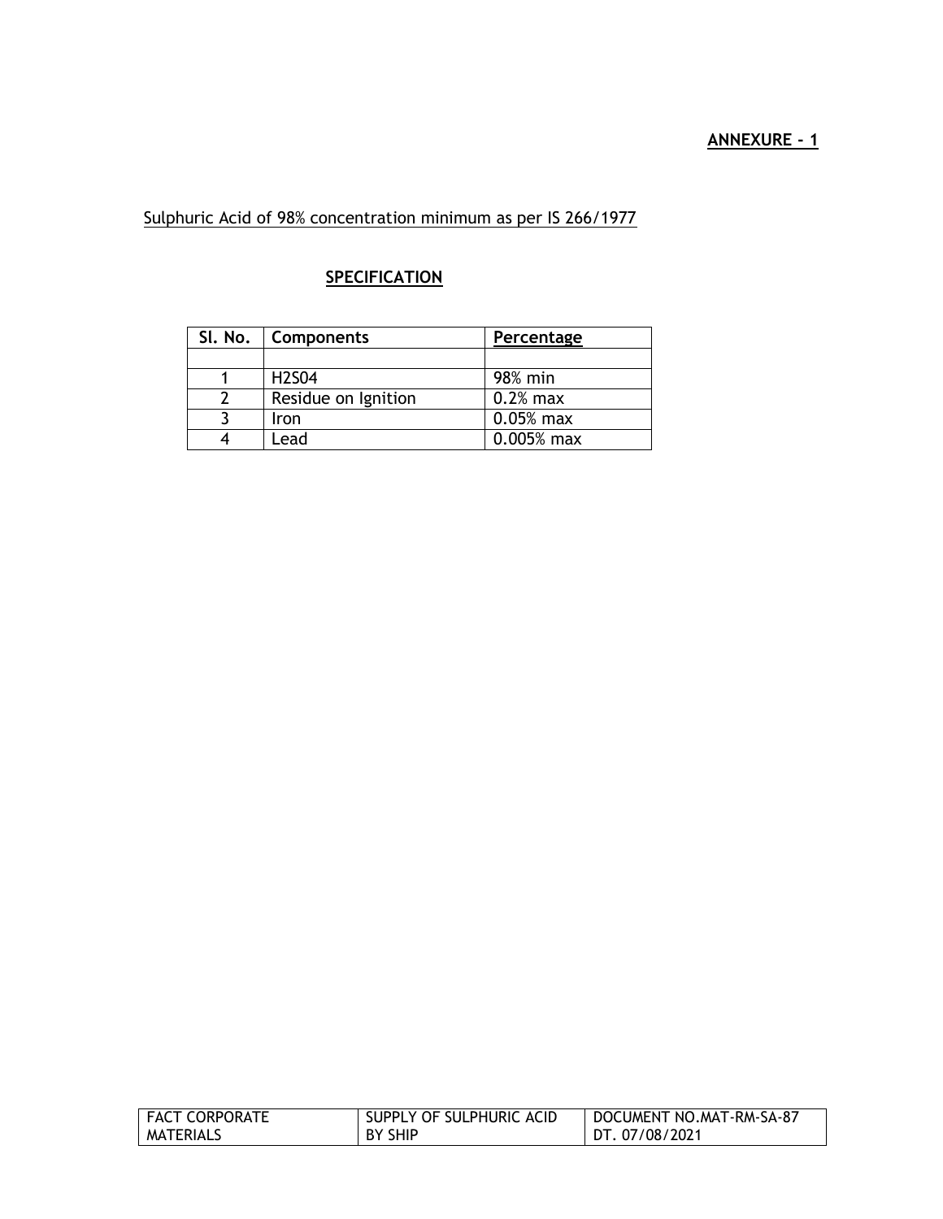**ANNEXURE - 1**

Sulphuric Acid of 98% concentration minimum as per IS 266/1977

## SPECIFICATION

| Sl. No. | Components | Percentage |
|---|---|---|
| | | |
| 1 | $H_2SO_4$ | 98% min |
| 2 | Residue on Ignition | 0.2% max |
| 3 | Iron | 0.05% max |
| 4 | Lead | 0.005% max |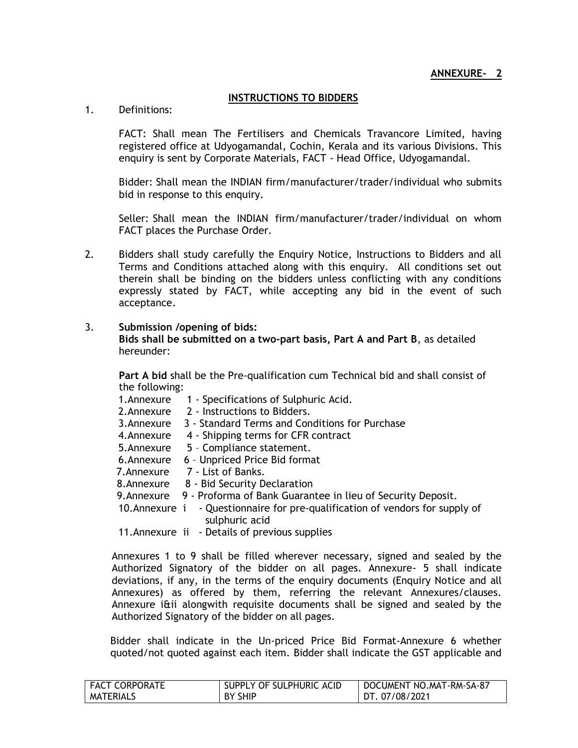**ANNEXURE- 2**

## INSTRUCTIONS TO BIDDERS

1. Definitions:

   FACT: Shall mean The Fertilisers and Chemicals Travancore Limited, having registered office at Udyogamandal, Cochin, Kerala and its various Divisions. This enquiry is sent by Corporate Materials, FACT - Head Office, Udyogamandal.

   Bidder: Shall mean the INDIAN firm/manufacturer/trader/individual who submits bid in response to this enquiry.

   Seller: Shall mean the INDIAN firm/manufacturer/trader/individual on whom FACT places the Purchase Order.

2. Bidders shall study carefully the Enquiry Notice, Instructions to Bidders and all Terms and Conditions attached along with this enquiry. All conditions set out therein shall be binding on the bidders unless conflicting with any conditions expressly stated by FACT, while accepting any bid in the event of such acceptance.

3. **Submission /opening of bids:**
   **Bids shall be submitted on a two-part basis, Part A and Part B**, as detailed hereunder:

   **Part A bid** shall be the Pre-qualification cum Technical bid and shall consist of the following:

   1. Annexure 1 - Specifications of Sulphuric Acid.
   2. Annexure 2 - Instructions to Bidders.
   3. Annexure 3 - Standard Terms and Conditions for Purchase
   4. Annexure 4 - Shipping terms for CFR contract
   5. Annexure 5 – Compliance statement.
   6. Annexure 6 – Unpriced Price Bid format
   7. Annexure 7 - List of Banks.
   8. Annexure 8 - Bid Security Declaration
   9. Annexure 9 - Proforma of Bank Guarantee in lieu of Security Deposit.
   10. Annexure i - Questionnaire for pre-qualification of vendors for supply of sulphuric acid
   11. Annexure ii - Details of previous supplies

   Annexures 1 to 9 shall be filled wherever necessary, signed and sealed by the Authorized Signatory of the bidder on all pages. Annexure- 5 shall indicate deviations, if any, in the terms of the enquiry documents (Enquiry Notice and all Annexures) as offered by them, referring the relevant Annexures/clauses. Annexure i&ii alongwith requisite documents shall be signed and sealed by the Authorized Signatory of the bidder on all pages.

   Bidder shall indicate in the Un-priced Price Bid Format-Annexure 6 whether quoted/not quoted against each item. Bidder shall indicate the GST applicable and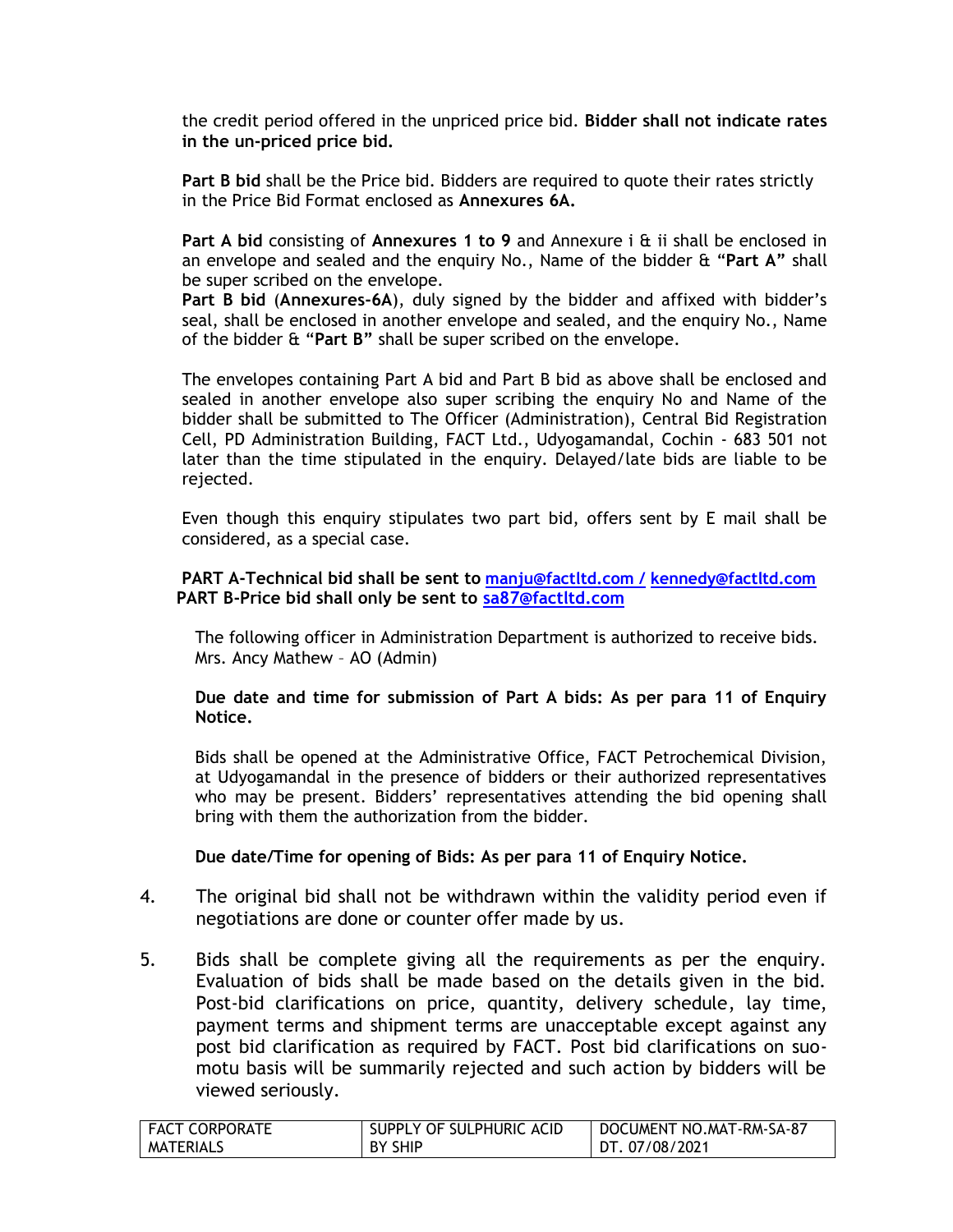the credit period offered in the unpriced price bid. **Bidder shall not indicate rates in the un-priced price bid.**

**Part B bid** shall be the Price bid. Bidders are required to quote their rates strictly in the Price Bid Format enclosed as **Annexures 6A.**

**Part A bid** consisting of **Annexures 1 to 9** and Annexure i & ii shall be enclosed in an envelope and sealed and the enquiry No., Name of the bidder & "**Part A**" shall be super scribed on the envelope.
**Part B bid** (**Annexures-6A**), duly signed by the bidder and affixed with bidder's seal, shall be enclosed in another envelope and sealed, and the enquiry No., Name of the bidder & "**Part B**" shall be super scribed on the envelope.

The envelopes containing Part A bid and Part B bid as above shall be enclosed and sealed in another envelope also super scribing the enquiry No and Name of the bidder shall be submitted to The Officer (Administration), Central Bid Registration Cell, PD Administration Building, FACT Ltd., Udyogamandal, Cochin - 683 501 not later than the time stipulated in the enquiry. Delayed/late bids are liable to be rejected.

Even though this enquiry stipulates two part bid, offers sent by E mail shall be considered, as a special case.

**PART A-Technical bid shall be sent to manju@factltd.com / kennedy@factltd.com**
**PART B-Price bid shall only be sent to sa87@factltd.com**

The following officer in Administration Department is authorized to receive bids.
Mrs. Ancy Mathew – AO (Admin)

**Due date and time for submission of Part A bids: As per para 11 of Enquiry Notice.**

Bids shall be opened at the Administrative Office, FACT Petrochemical Division, at Udyogamandal in the presence of bidders or their authorized representatives who may be present. Bidders' representatives attending the bid opening shall bring with them the authorization from the bidder.

**Due date/Time for opening of Bids: As per para 11 of Enquiry Notice.**

4. The original bid shall not be withdrawn within the validity period even if negotiations are done or counter offer made by us.

5. Bids shall be complete giving all the requirements as per the enquiry. Evaluation of bids shall be made based on the details given in the bid. Post-bid clarifications on price, quantity, delivery schedule, lay time, payment terms and shipment terms are unacceptable except against any post bid clarification as required by FACT. Post bid clarifications on suo-motu basis will be summarily rejected and such action by bidders will be viewed seriously.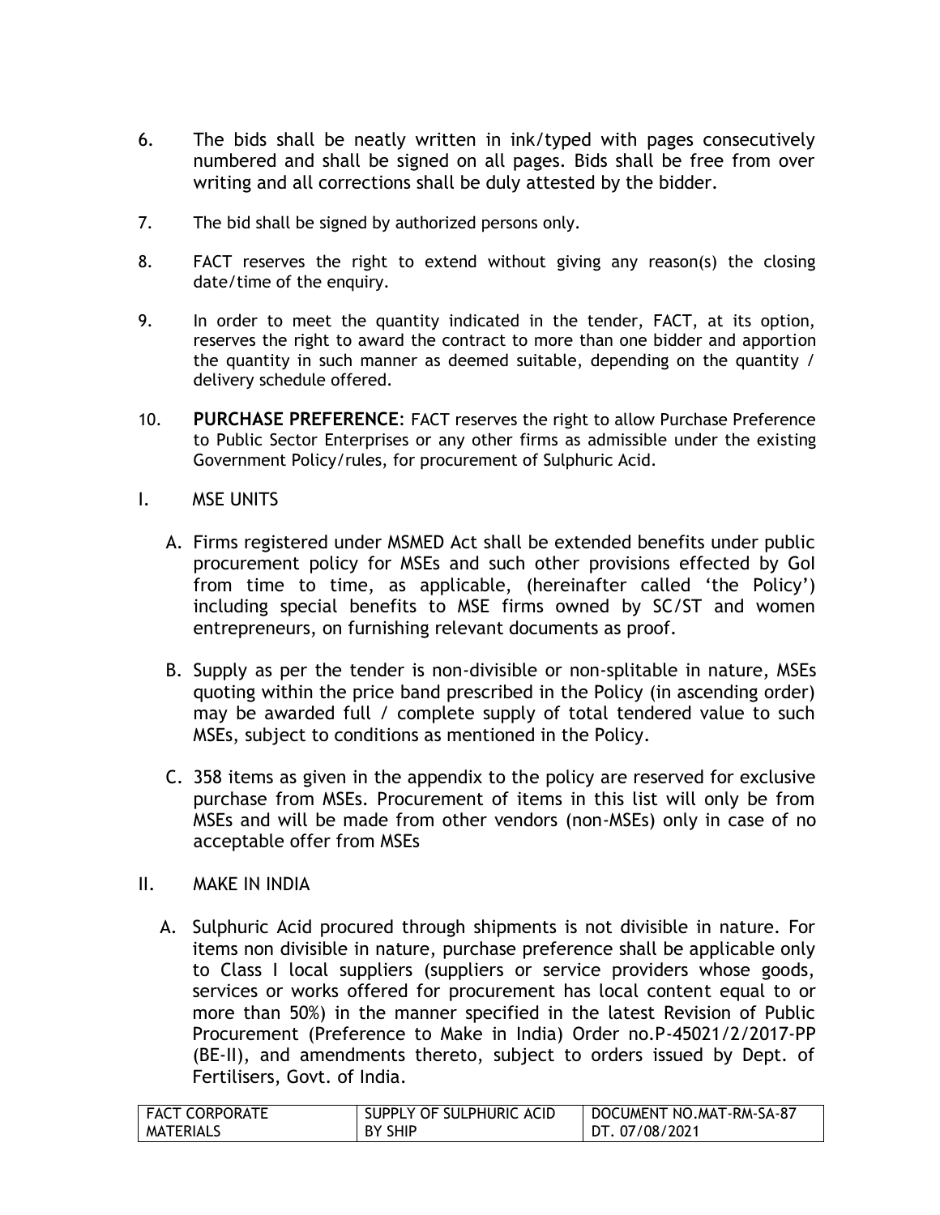6. The bids shall be neatly written in ink/typed with pages consecutively numbered and shall be signed on all pages. Bids shall be free from over writing and all corrections shall be duly attested by the bidder.

7. The bid shall be signed by authorized persons only.

8. FACT reserves the right to extend without giving any reason(s) the closing date/time of the enquiry.

9. In order to meet the quantity indicated in the tender, FACT, at its option, reserves the right to award the contract to more than one bidder and apportion the quantity in such manner as deemed suitable, depending on the quantity / delivery schedule offered.

10. **PURCHASE PREFERENCE**: FACT reserves the right to allow Purchase Preference to Public Sector Enterprises or any other firms as admissible under the existing Government Policy/rules, for procurement of Sulphuric Acid.

I. MSE UNITS

   A. Firms registered under MSMED Act shall be extended benefits under public procurement policy for MSEs and such other provisions effected by GoI from time to time, as applicable, (hereinafter called 'the Policy') including special benefits to MSE firms owned by SC/ST and women entrepreneurs, on furnishing relevant documents as proof.

   B. Supply as per the tender is non-divisible or non-splitable in nature, MSEs quoting within the price band prescribed in the Policy (in ascending order) may be awarded full / complete supply of total tendered value to such MSEs, subject to conditions as mentioned in the Policy.

   C. 358 items as given in the appendix to the policy are reserved for exclusive purchase from MSEs. Procurement of items in this list will only be from MSEs and will be made from other vendors (non-MSEs) only in case of no acceptable offer from MSEs

II. MAKE IN INDIA

   A. Sulphuric Acid procured through shipments is not divisible in nature. For items non divisible in nature, purchase preference shall be applicable only to Class I local suppliers (suppliers or service providers whose goods, services or works offered for procurement has local content equal to or more than 50%) in the manner specified in the latest Revision of Public Procurement (Preference to Make in India) Order no.P-45021/2/2017-PP (BE-II), and amendments thereto, subject to orders issued by Dept. of Fertilisers, Govt. of India.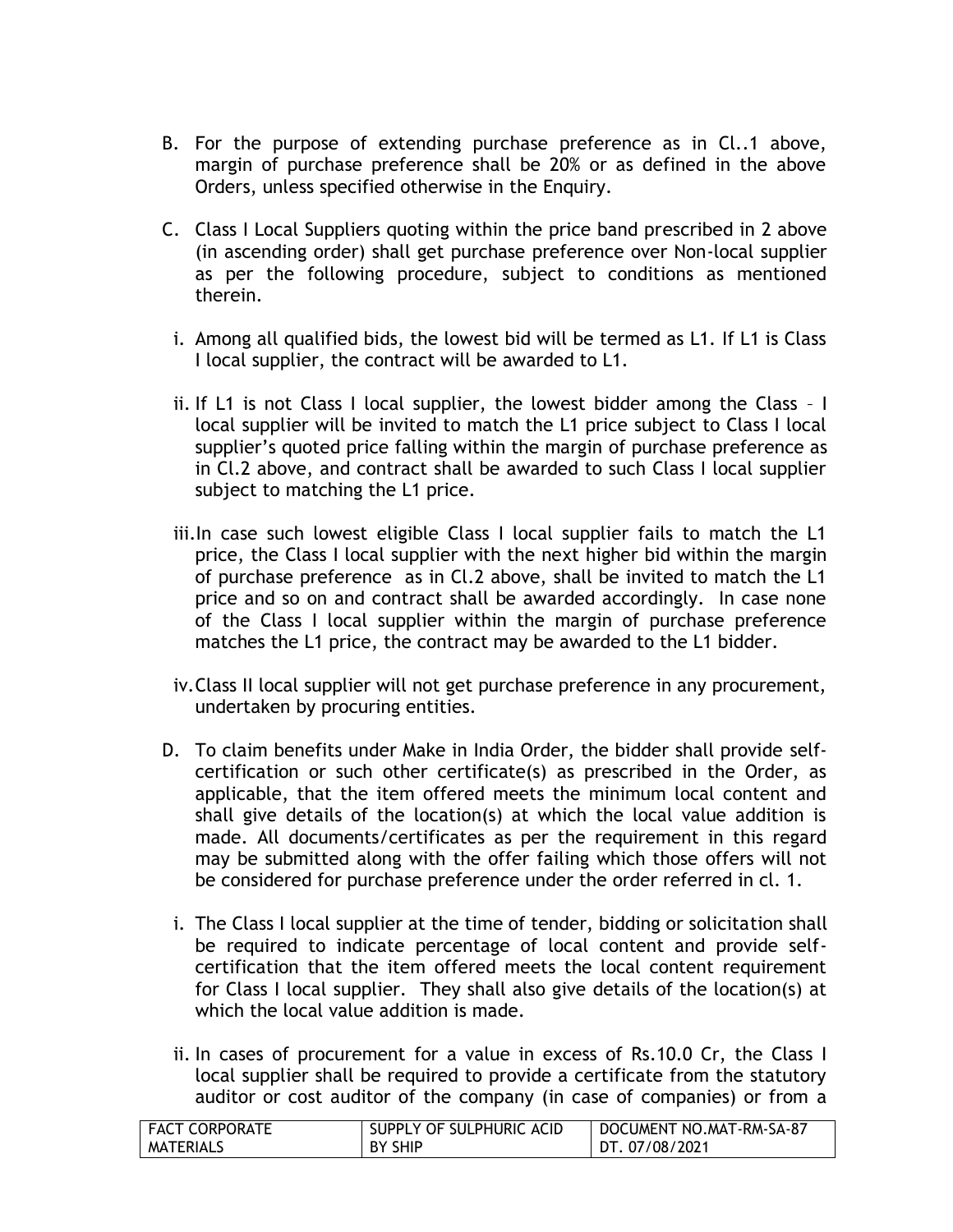B. For the purpose of extending purchase preference as in Cl..1 above, margin of purchase preference shall be 20% or as defined in the above Orders, unless specified otherwise in the Enquiry.

C. Class I Local Suppliers quoting within the price band prescribed in 2 above (in ascending order) shall get purchase preference over Non-local supplier as per the following procedure, subject to conditions as mentioned therein.

   i. Among all qualified bids, the lowest bid will be termed as L1. If L1 is Class I local supplier, the contract will be awarded to L1.

   ii. If L1 is not Class I local supplier, the lowest bidder among the Class – I local supplier will be invited to match the L1 price subject to Class I local supplier's quoted price falling within the margin of purchase preference as in Cl.2 above, and contract shall be awarded to such Class I local supplier subject to matching the L1 price.

   iii. In case such lowest eligible Class I local supplier fails to match the L1 price, the Class I local supplier with the next higher bid within the margin of purchase preference as in Cl.2 above, shall be invited to match the L1 price and so on and contract shall be awarded accordingly. In case none of the Class I local supplier within the margin of purchase preference matches the L1 price, the contract may be awarded to the L1 bidder.

   iv. Class II local supplier will not get purchase preference in any procurement, undertaken by procuring entities.

D. To claim benefits under Make in India Order, the bidder shall provide self-certification or such other certificate(s) as prescribed in the Order, as applicable, that the item offered meets the minimum local content and shall give details of the location(s) at which the local value addition is made. All documents/certificates as per the requirement in this regard may be submitted along with the offer failing which those offers will not be considered for purchase preference under the order referred in cl. 1.

   i. The Class I local supplier at the time of tender, bidding or solicitation shall be required to indicate percentage of local content and provide self-certification that the item offered meets the local content requirement for Class I local supplier. They shall also give details of the location(s) at which the local value addition is made.

   ii. In cases of procurement for a value in excess of Rs.10.0 Cr, the Class I local supplier shall be required to provide a certificate from the statutory auditor or cost auditor of the company (in case of companies) or from a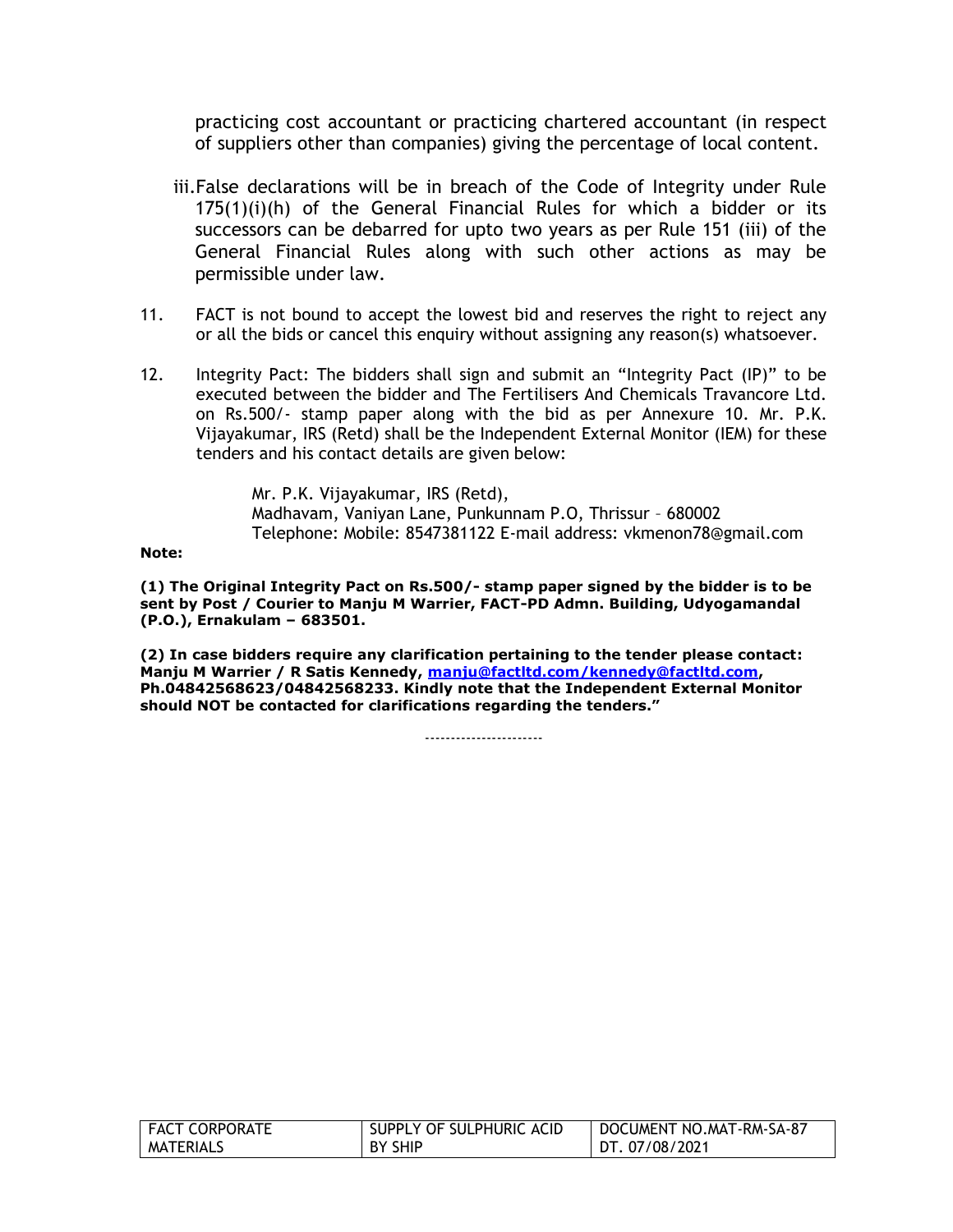practicing cost accountant or practicing chartered accountant (in respect of suppliers other than companies) giving the percentage of local content.

iii. False declarations will be in breach of the Code of Integrity under Rule 175(1)(i)(h) of the General Financial Rules for which a bidder or its successors can be debarred for upto two years as per Rule 151 (iii) of the General Financial Rules along with such other actions as may be permissible under law.

11. FACT is not bound to accept the lowest bid and reserves the right to reject any or all the bids or cancel this enquiry without assigning any reason(s) whatsoever.

12. Integrity Pact: The bidders shall sign and submit an "Integrity Pact (IP)" to be executed between the bidder and The Fertilisers And Chemicals Travancore Ltd. on Rs.500/- stamp paper along with the bid as per Annexure 10. Mr. P.K. Vijayakumar, IRS (Retd) shall be the Independent External Monitor (IEM) for these tenders and his contact details are given below:

    Mr. P.K. Vijayakumar, IRS (Retd),
    Madhavam, Vaniyan Lane, Punkunnam P.O, Thrissur – 680002
    Telephone: Mobile: 8547381122 E-mail address: vkmenon78@gmail.com

**Note:**

**(1) The Original Integrity Pact on Rs.500/- stamp paper signed by the bidder is to be sent by Post / Courier to Manju M Warrier, FACT-PD Admn. Building, Udyogamandal (P.O.), Ernakulam – 683501.**

**(2) In case bidders require any clarification pertaining to the tender please contact: Manju M Warrier / R Satis Kennedy, manju@factltd.com/kennedy@factltd.com, Ph.04842568623/04842568233. Kindly note that the Independent External Monitor should NOT be contacted for clarifications regarding the tenders."**

----------------------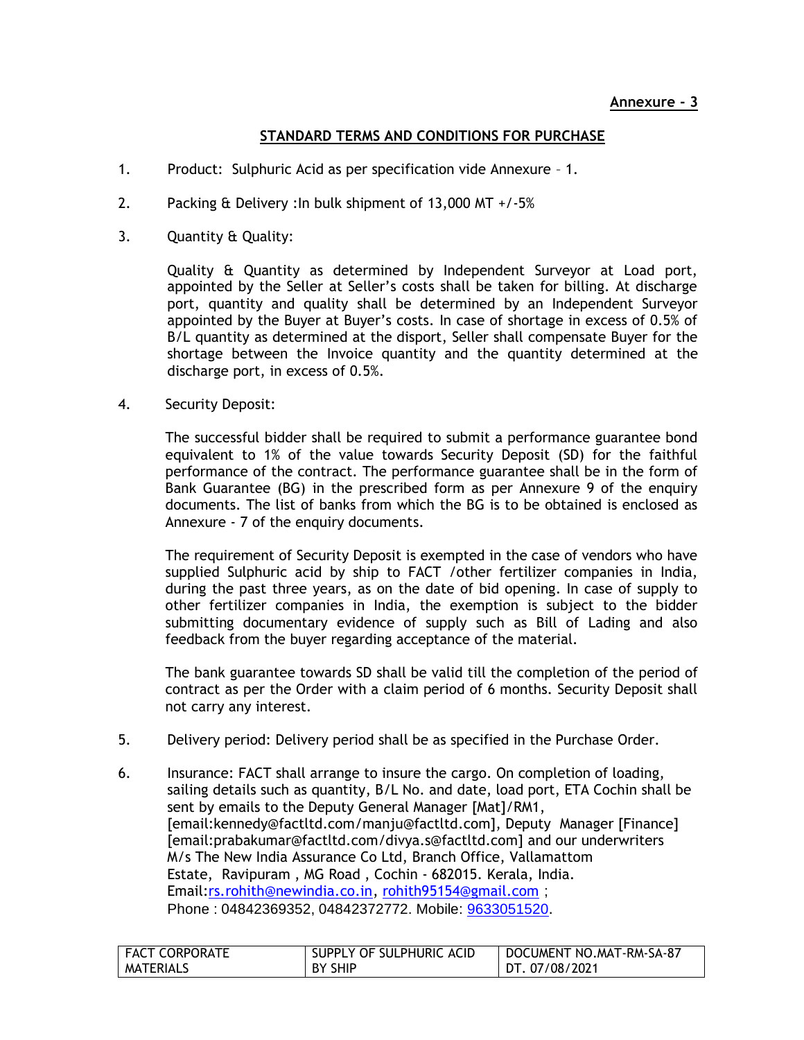**Annexure - 3**

## STANDARD TERMS AND CONDITIONS FOR PURCHASE

1. Product: Sulphuric Acid as per specification vide Annexure – 1.

2. Packing & Delivery :In bulk shipment of 13,000 MT +/-5%

3. Quantity & Quality:

   Quality & Quantity as determined by Independent Surveyor at Load port, appointed by the Seller at Seller's costs shall be taken for billing. At discharge port, quantity and quality shall be determined by an Independent Surveyor appointed by the Buyer at Buyer's costs. In case of shortage in excess of 0.5% of B/L quantity as determined at the disport, Seller shall compensate Buyer for the shortage between the Invoice quantity and the quantity determined at the discharge port, in excess of 0.5%.

4. Security Deposit:

   The successful bidder shall be required to submit a performance guarantee bond equivalent to 1% of the value towards Security Deposit (SD) for the faithful performance of the contract. The performance guarantee shall be in the form of Bank Guarantee (BG) in the prescribed form as per Annexure 9 of the enquiry documents. The list of banks from which the BG is to be obtained is enclosed as Annexure - 7 of the enquiry documents.

   The requirement of Security Deposit is exempted in the case of vendors who have supplied Sulphuric acid by ship to FACT /other fertilizer companies in India, during the past three years, as on the date of bid opening. In case of supply to other fertilizer companies in India, the exemption is subject to the bidder submitting documentary evidence of supply such as Bill of Lading and also feedback from the buyer regarding acceptance of the material.

   The bank guarantee towards SD shall be valid till the completion of the period of contract as per the Order with a claim period of 6 months. Security Deposit shall not carry any interest.

5. Delivery period: Delivery period shall be as specified in the Purchase Order.

6. Insurance: FACT shall arrange to insure the cargo. On completion of loading, sailing details such as quantity, B/L No. and date, load port, ETA Cochin shall be sent by emails to the Deputy General Manager [Mat]/RM1, [email:kennedy@factltd.com/manju@factltd.com], Deputy Manager [Finance] [email:prabakumar@factltd.com/divya.s@factltd.com] and our underwriters M/s The New India Assurance Co Ltd, Branch Office, Vallamattom Estate, Ravipuram , MG Road , Cochin - 682015. Kerala, India. Email:rs.rohith@newindia.co.in, rohith95154@gmail.com ; Phone : 04842369352, 04842372772. Mobile: 9633051520.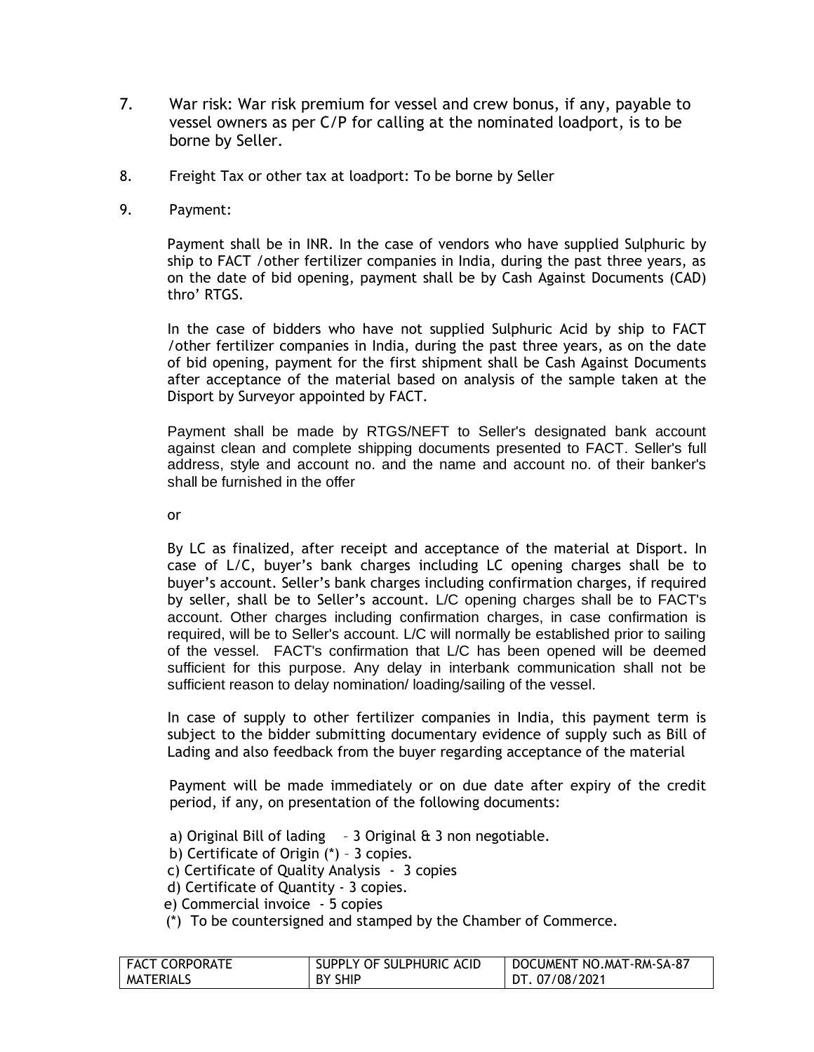7. War risk: War risk premium for vessel and crew bonus, if any, payable to vessel owners as per C/P for calling at the nominated loadport, is to be borne by Seller.

8. Freight Tax or other tax at loadport: To be borne by Seller

9. Payment:

   Payment shall be in INR. In the case of vendors who have supplied Sulphuric by ship to FACT /other fertilizer companies in India, during the past three years, as on the date of bid opening, payment shall be by Cash Against Documents (CAD) thro' RTGS.

   In the case of bidders who have not supplied Sulphuric Acid by ship to FACT /other fertilizer companies in India, during the past three years, as on the date of bid opening, payment for the first shipment shall be Cash Against Documents after acceptance of the material based on analysis of the sample taken at the Disport by Surveyor appointed by FACT.

   Payment shall be made by RTGS/NEFT to Seller's designated bank account against clean and complete shipping documents presented to FACT. Seller's full address, style and account no. and the name and account no. of their banker's shall be furnished in the offer

   or

   By LC as finalized, after receipt and acceptance of the material at Disport. In case of L/C, buyer's bank charges including LC opening charges shall be to buyer's account. Seller's bank charges including confirmation charges, if required by seller, shall be to Seller's account. L/C opening charges shall be to FACT's account. Other charges including confirmation charges, in case confirmation is required, will be to Seller's account. L/C will normally be established prior to sailing of the vessel. FACT's confirmation that L/C has been opened will be deemed sufficient for this purpose. Any delay in interbank communication shall not be sufficient reason to delay nomination/ loading/sailing of the vessel.

   In case of supply to other fertilizer companies in India, this payment term is subject to the bidder submitting documentary evidence of supply such as Bill of Lading and also feedback from the buyer regarding acceptance of the material

   Payment will be made immediately or on due date after expiry of the credit period, if any, on presentation of the following documents:

   a) Original Bill of lading – 3 Original & 3 non negotiable.
   b) Certificate of Origin (*) – 3 copies.
   c) Certificate of Quality Analysis - 3 copies
   d) Certificate of Quantity - 3 copies.
   e) Commercial invoice - 5 copies
   (*) To be countersigned and stamped by the Chamber of Commerce.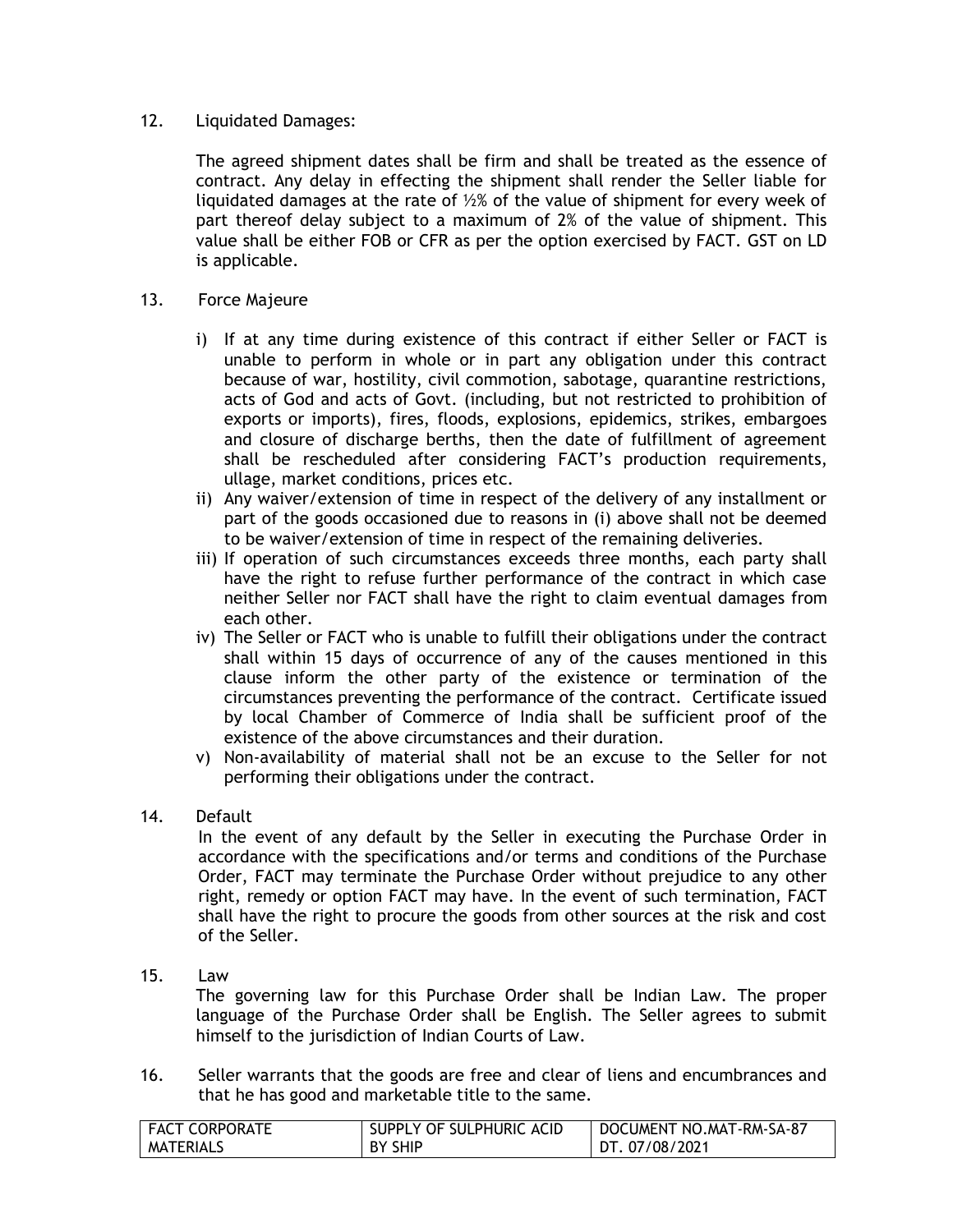12. Liquidated Damages:

    The agreed shipment dates shall be firm and shall be treated as the essence of contract. Any delay in effecting the shipment shall render the Seller liable for liquidated damages at the rate of ½% of the value of shipment for every week of part thereof delay subject to a maximum of 2% of the value of shipment. This value shall be either FOB or CFR as per the option exercised by FACT. GST on LD is applicable.

13. Force Majeure

    i) If at any time during existence of this contract if either Seller or FACT is unable to perform in whole or in part any obligation under this contract because of war, hostility, civil commotion, sabotage, quarantine restrictions, acts of God and acts of Govt. (including, but not restricted to prohibition of exports or imports), fires, floods, explosions, epidemics, strikes, embargoes and closure of discharge berths, then the date of fulfillment of agreement shall be rescheduled after considering FACT's production requirements, ullage, market conditions, prices etc.
    ii) Any waiver/extension of time in respect of the delivery of any installment or part of the goods occasioned due to reasons in (i) above shall not be deemed to be waiver/extension of time in respect of the remaining deliveries.
    iii) If operation of such circumstances exceeds three months, each party shall have the right to refuse further performance of the contract in which case neither Seller nor FACT shall have the right to claim eventual damages from each other.
    iv) The Seller or FACT who is unable to fulfill their obligations under the contract shall within 15 days of occurrence of any of the causes mentioned in this clause inform the other party of the existence or termination of the circumstances preventing the performance of the contract. Certificate issued by local Chamber of Commerce of India shall be sufficient proof of the existence of the above circumstances and their duration.
    v) Non-availability of material shall not be an excuse to the Seller for not performing their obligations under the contract.

14. Default

    In the event of any default by the Seller in executing the Purchase Order in accordance with the specifications and/or terms and conditions of the Purchase Order, FACT may terminate the Purchase Order without prejudice to any other right, remedy or option FACT may have. In the event of such termination, FACT shall have the right to procure the goods from other sources at the risk and cost of the Seller.

15. Law

    The governing law for this Purchase Order shall be Indian Law. The proper language of the Purchase Order shall be English. The Seller agrees to submit himself to the jurisdiction of Indian Courts of Law.

16. Seller warrants that the goods are free and clear of liens and encumbrances and that he has good and marketable title to the same.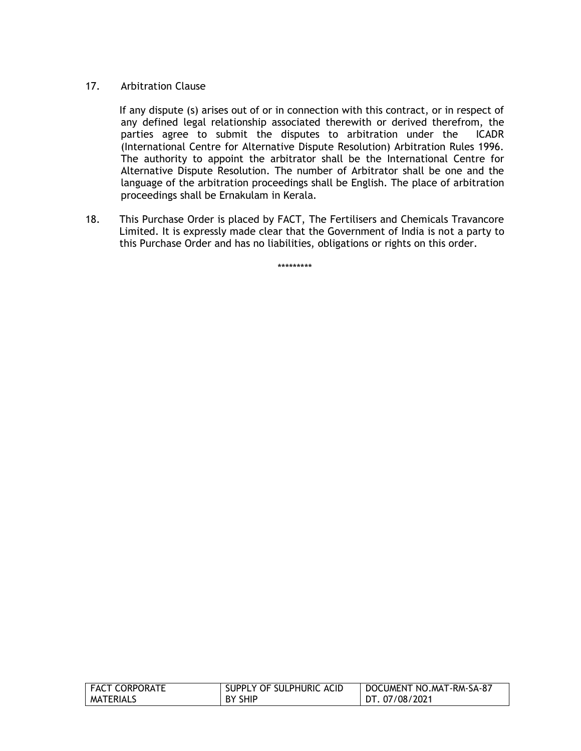17. Arbitration Clause

    If any dispute (s) arises out of or in connection with this contract, or in respect of any defined legal relationship associated therewith or derived therefrom, the parties agree to submit the disputes to arbitration under the ICADR (International Centre for Alternative Dispute Resolution) Arbitration Rules 1996. The authority to appoint the arbitrator shall be the International Centre for Alternative Dispute Resolution. The number of Arbitrator shall be one and the language of the arbitration proceedings shall be English. The place of arbitration proceedings shall be Ernakulam in Kerala.

18. This Purchase Order is placed by FACT, The Fertilisers and Chemicals Travancore Limited. It is expressly made clear that the Government of India is not a party to this Purchase Order and has no liabilities, obligations or rights on this order.

*********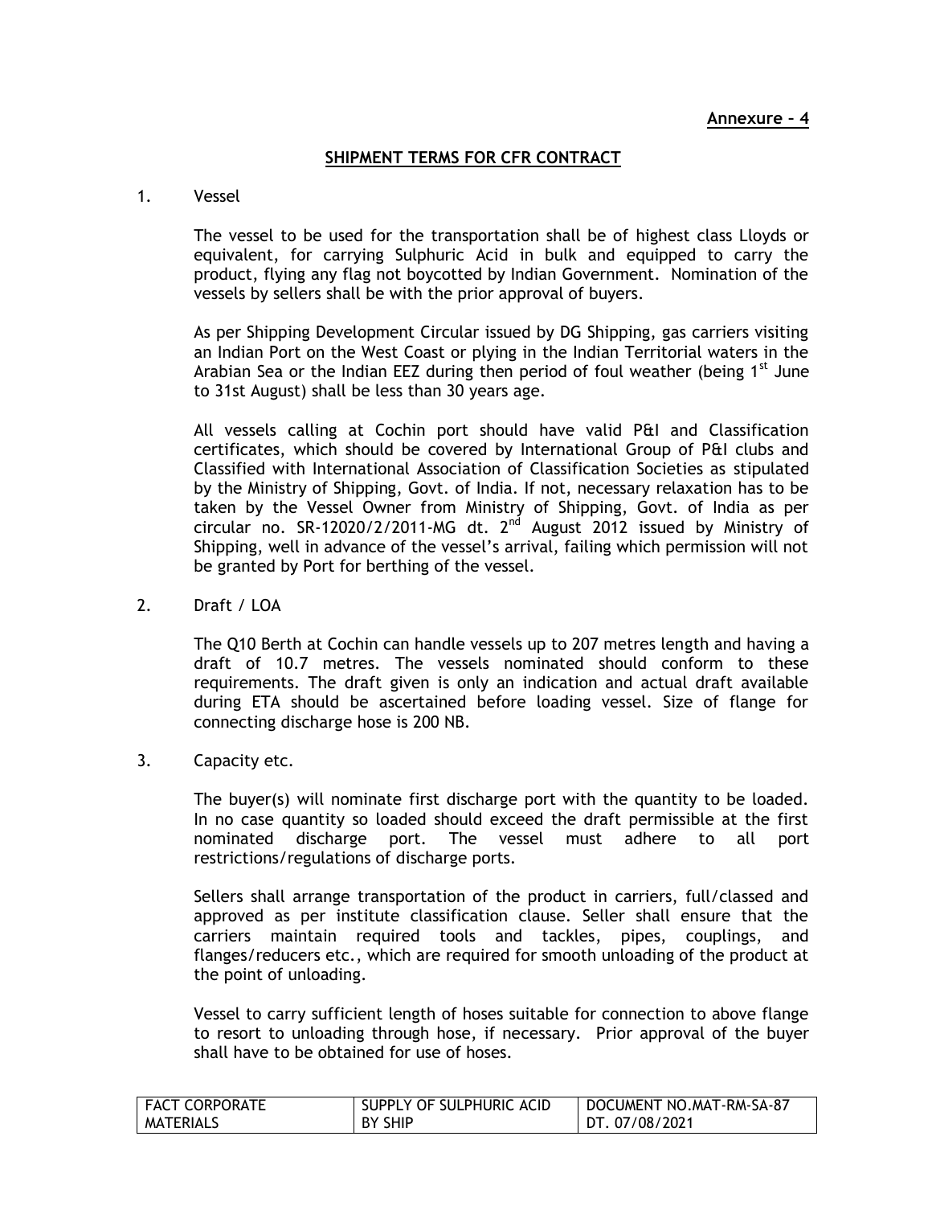**Annexure – 4**

## SHIPMENT TERMS FOR CFR CONTRACT

1. Vessel

   The vessel to be used for the transportation shall be of highest class Lloyds or equivalent, for carrying Sulphuric Acid in bulk and equipped to carry the product, flying any flag not boycotted by Indian Government. Nomination of the vessels by sellers shall be with the prior approval of buyers.

   As per Shipping Development Circular issued by DG Shipping, gas carriers visiting an Indian Port on the West Coast or plying in the Indian Territorial waters in the Arabian Sea or the Indian EEZ during then period of foul weather (being 1st June to 31st August) shall be less than 30 years age.

   All vessels calling at Cochin port should have valid P&I and Classification certificates, which should be covered by International Group of P&I clubs and Classified with International Association of Classification Societies as stipulated by the Ministry of Shipping, Govt. of India. If not, necessary relaxation has to be taken by the Vessel Owner from Ministry of Shipping, Govt. of India as per circular no. SR-12020/2/2011-MG dt. 2nd August 2012 issued by Ministry of Shipping, well in advance of the vessel's arrival, failing which permission will not be granted by Port for berthing of the vessel.

2. Draft / LOA

   The Q10 Berth at Cochin can handle vessels up to 207 metres length and having a draft of 10.7 metres. The vessels nominated should conform to these requirements. The draft given is only an indication and actual draft available during ETA should be ascertained before loading vessel. Size of flange for connecting discharge hose is 200 NB.

3. Capacity etc.

   The buyer(s) will nominate first discharge port with the quantity to be loaded. In no case quantity so loaded should exceed the draft permissible at the first nominated discharge port. The vessel must adhere to all port restrictions/regulations of discharge ports.

   Sellers shall arrange transportation of the product in carriers, full/classed and approved as per institute classification clause. Seller shall ensure that the carriers maintain required tools and tackles, pipes, couplings, and flanges/reducers etc., which are required for smooth unloading of the product at the point of unloading.

   Vessel to carry sufficient length of hoses suitable for connection to above flange to resort to unloading through hose, if necessary. Prior approval of the buyer shall have to be obtained for use of hoses.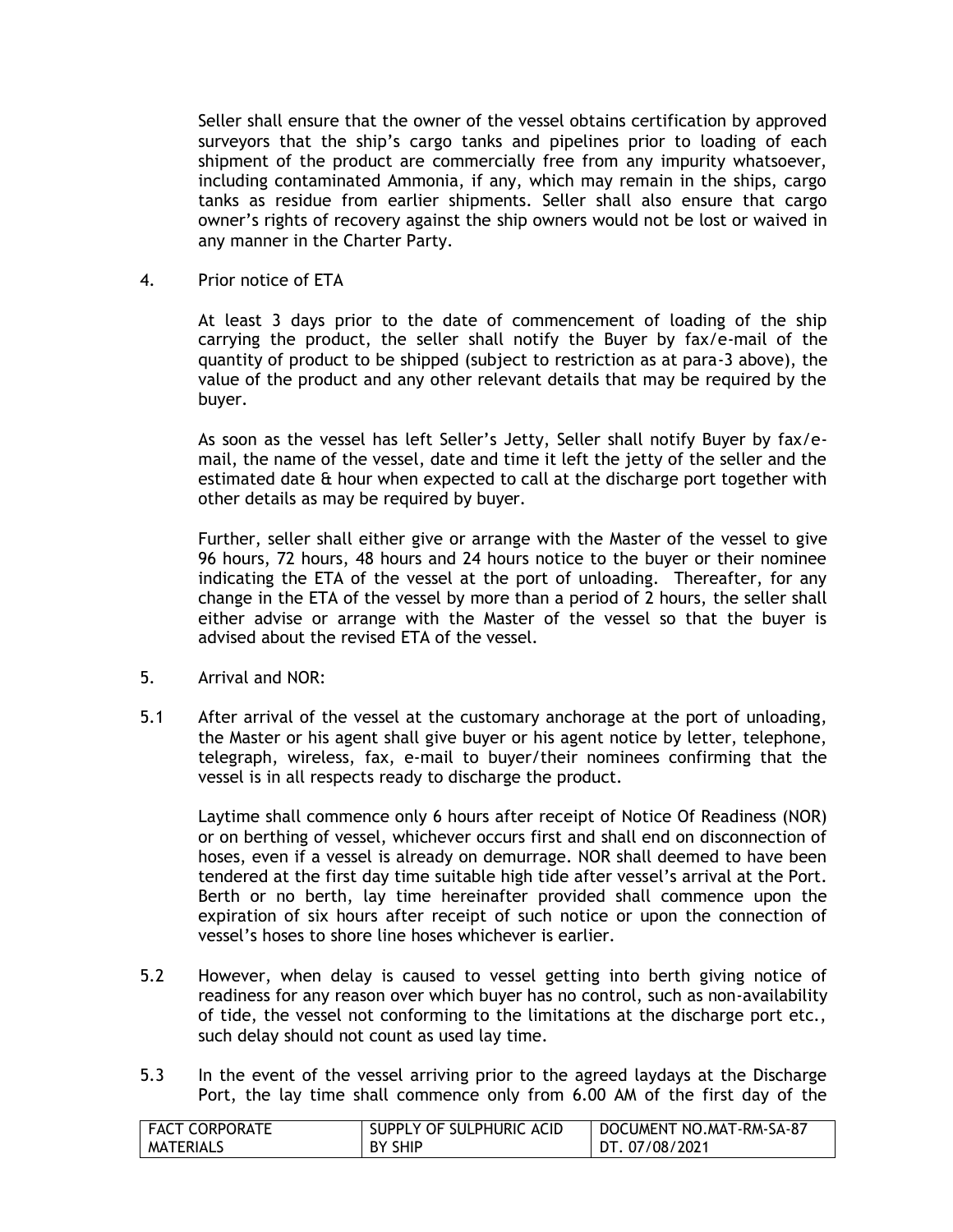Seller shall ensure that the owner of the vessel obtains certification by approved surveyors that the ship's cargo tanks and pipelines prior to loading of each shipment of the product are commercially free from any impurity whatsoever, including contaminated Ammonia, if any, which may remain in the ships, cargo tanks as residue from earlier shipments. Seller shall also ensure that cargo owner's rights of recovery against the ship owners would not be lost or waived in any manner in the Charter Party.

4. Prior notice of ETA

At least 3 days prior to the date of commencement of loading of the ship carrying the product, the seller shall notify the Buyer by fax/e-mail of the quantity of product to be shipped (subject to restriction as at para-3 above), the value of the product and any other relevant details that may be required by the buyer.

As soon as the vessel has left Seller's Jetty, Seller shall notify Buyer by fax/e-mail, the name of the vessel, date and time it left the jetty of the seller and the estimated date & hour when expected to call at the discharge port together with other details as may be required by buyer.

Further, seller shall either give or arrange with the Master of the vessel to give 96 hours, 72 hours, 48 hours and 24 hours notice to the buyer or their nominee indicating the ETA of the vessel at the port of unloading. Thereafter, for any change in the ETA of the vessel by more than a period of 2 hours, the seller shall either advise or arrange with the Master of the vessel so that the buyer is advised about the revised ETA of the vessel.

5. Arrival and NOR:

5.1 After arrival of the vessel at the customary anchorage at the port of unloading, the Master or his agent shall give buyer or his agent notice by letter, telephone, telegraph, wireless, fax, e-mail to buyer/their nominees confirming that the vessel is in all respects ready to discharge the product.

Laytime shall commence only 6 hours after receipt of Notice Of Readiness (NOR) or on berthing of vessel, whichever occurs first and shall end on disconnection of hoses, even if a vessel is already on demurrage. NOR shall deemed to have been tendered at the first day time suitable high tide after vessel's arrival at the Port. Berth or no berth, lay time hereinafter provided shall commence upon the expiration of six hours after receipt of such notice or upon the connection of vessel's hoses to shore line hoses whichever is earlier.

5.2 However, when delay is caused to vessel getting into berth giving notice of readiness for any reason over which buyer has no control, such as non-availability of tide, the vessel not conforming to the limitations at the discharge port etc., such delay should not count as used lay time.

5.3 In the event of the vessel arriving prior to the agreed laydays at the Discharge Port, the lay time shall commence only from 6.00 AM of the first day of the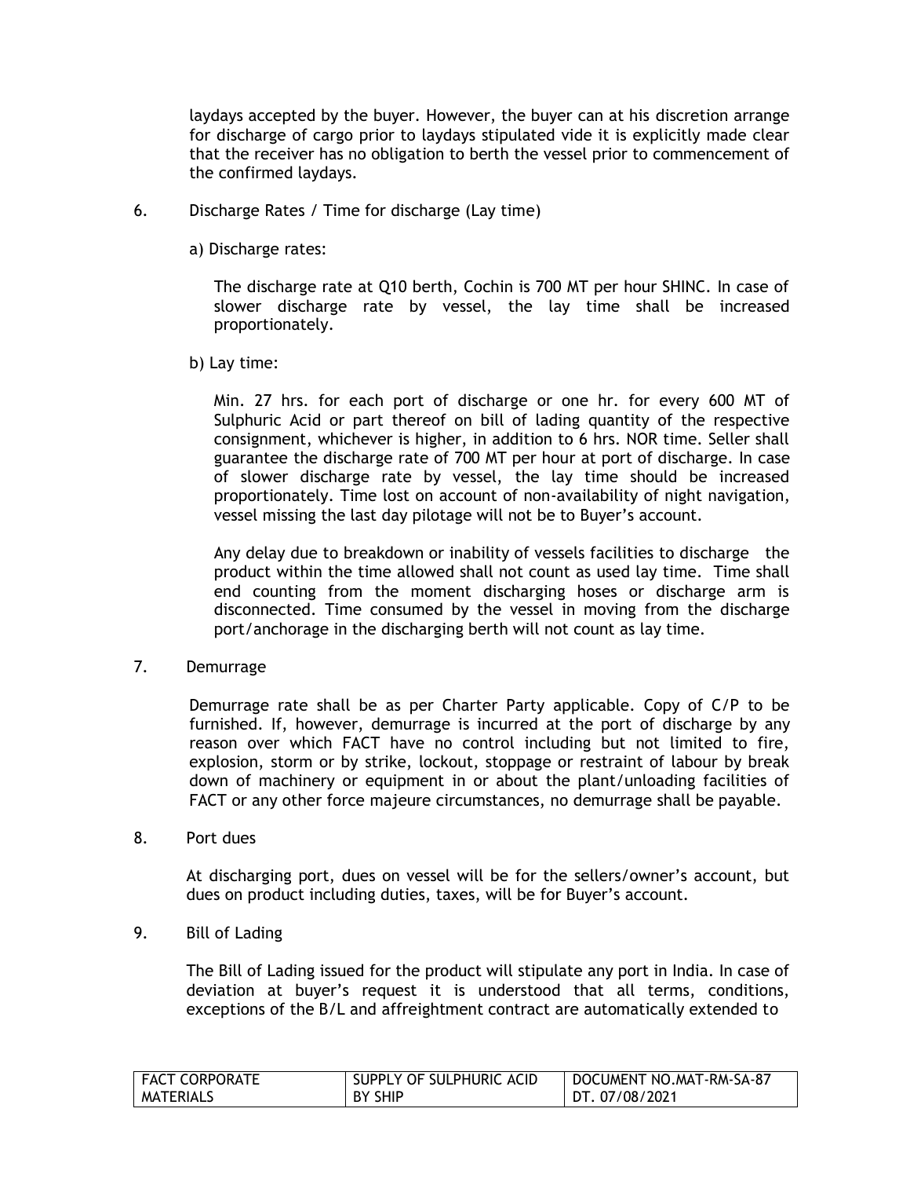laydays accepted by the buyer. However, the buyer can at his discretion arrange for discharge of cargo prior to laydays stipulated vide it is explicitly made clear that the receiver has no obligation to berth the vessel prior to commencement of the confirmed laydays.

6. Discharge Rates / Time for discharge (Lay time)

   a) Discharge rates:

   The discharge rate at Q10 berth, Cochin is 700 MT per hour SHINC. In case of slower discharge rate by vessel, the lay time shall be increased proportionately.

   b) Lay time:

   Min. 27 hrs. for each port of discharge or one hr. for every 600 MT of Sulphuric Acid or part thereof on bill of lading quantity of the respective consignment, whichever is higher, in addition to 6 hrs. NOR time. Seller shall guarantee the discharge rate of 700 MT per hour at port of discharge. In case of slower discharge rate by vessel, the lay time should be increased proportionately. Time lost on account of non-availability of night navigation, vessel missing the last day pilotage will not be to Buyer's account.

   Any delay due to breakdown or inability of vessels facilities to discharge the product within the time allowed shall not count as used lay time. Time shall end counting from the moment discharging hoses or discharge arm is disconnected. Time consumed by the vessel in moving from the discharge port/anchorage in the discharging berth will not count as lay time.

7. Demurrage

   Demurrage rate shall be as per Charter Party applicable. Copy of C/P to be furnished. If, however, demurrage is incurred at the port of discharge by any reason over which FACT have no control including but not limited to fire, explosion, storm or by strike, lockout, stoppage or restraint of labour by break down of machinery or equipment in or about the plant/unloading facilities of FACT or any other force majeure circumstances, no demurrage shall be payable.

8. Port dues

   At discharging port, dues on vessel will be for the sellers/owner's account, but dues on product including duties, taxes, will be for Buyer's account.

9. Bill of Lading

   The Bill of Lading issued for the product will stipulate any port in India. In case of deviation at buyer's request it is understood that all terms, conditions, exceptions of the B/L and affreightment contract are automatically extended to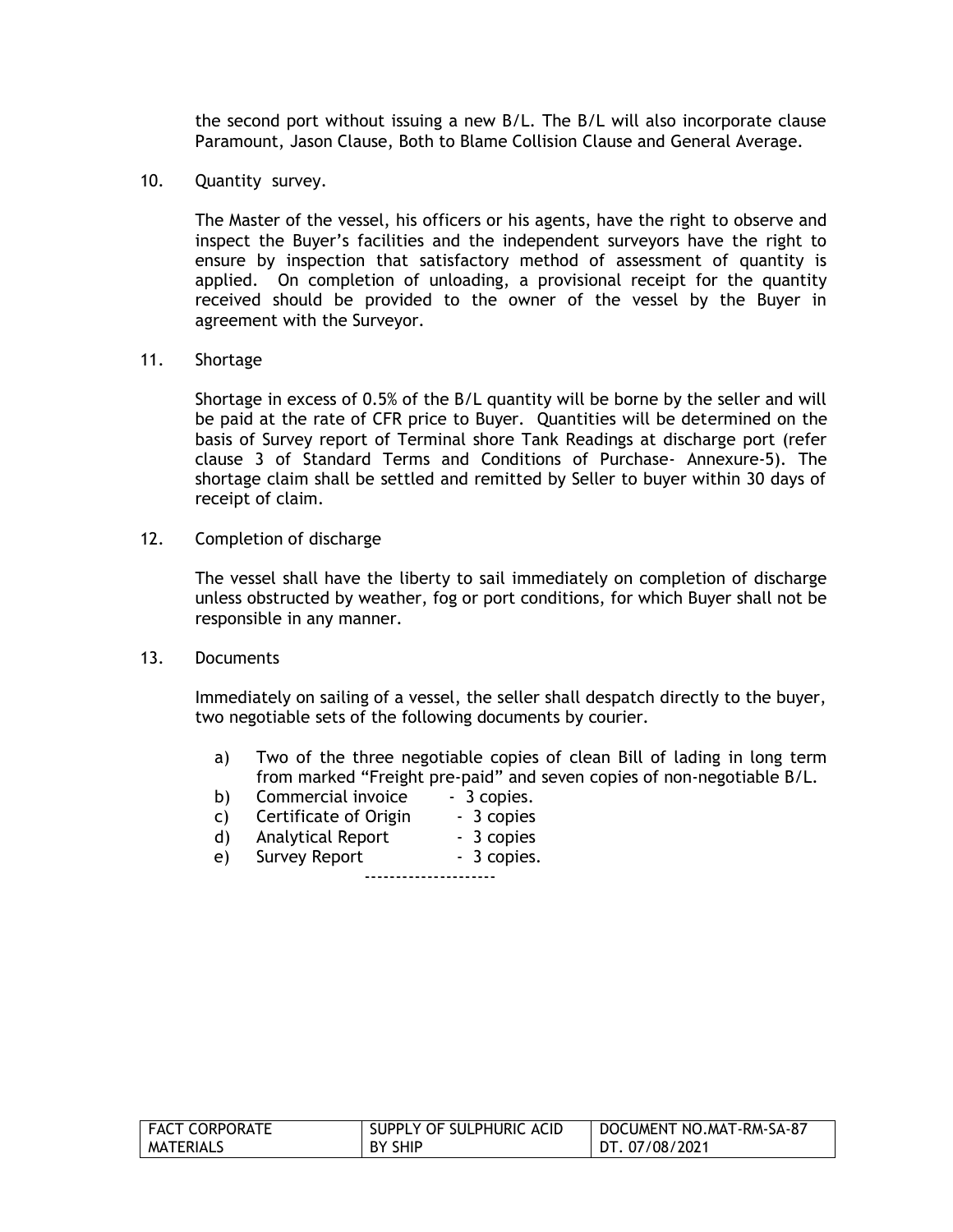the second port without issuing a new B/L. The B/L will also incorporate clause Paramount, Jason Clause, Both to Blame Collision Clause and General Average.

10. Quantity survey.

    The Master of the vessel, his officers or his agents, have the right to observe and inspect the Buyer's facilities and the independent surveyors have the right to ensure by inspection that satisfactory method of assessment of quantity is applied. On completion of unloading, a provisional receipt for the quantity received should be provided to the owner of the vessel by the Buyer in agreement with the Surveyor.

11. Shortage

    Shortage in excess of 0.5% of the B/L quantity will be borne by the seller and will be paid at the rate of CFR price to Buyer. Quantities will be determined on the basis of Survey report of Terminal shore Tank Readings at discharge port (refer clause 3 of Standard Terms and Conditions of Purchase- Annexure-5). The shortage claim shall be settled and remitted by Seller to buyer within 30 days of receipt of claim.

12. Completion of discharge

    The vessel shall have the liberty to sail immediately on completion of discharge unless obstructed by weather, fog or port conditions, for which Buyer shall not be responsible in any manner.

13. Documents

    Immediately on sailing of a vessel, the seller shall despatch directly to the buyer, two negotiable sets of the following documents by courier.

    a) Two of the three negotiable copies of clean Bill of lading in long term from marked "Freight pre-paid" and seven copies of non-negotiable B/L.
    b) Commercial invoice - 3 copies.
    c) Certificate of Origin - 3 copies
    d) Analytical Report - 3 copies
    e) Survey Report - 3 copies.

--------------------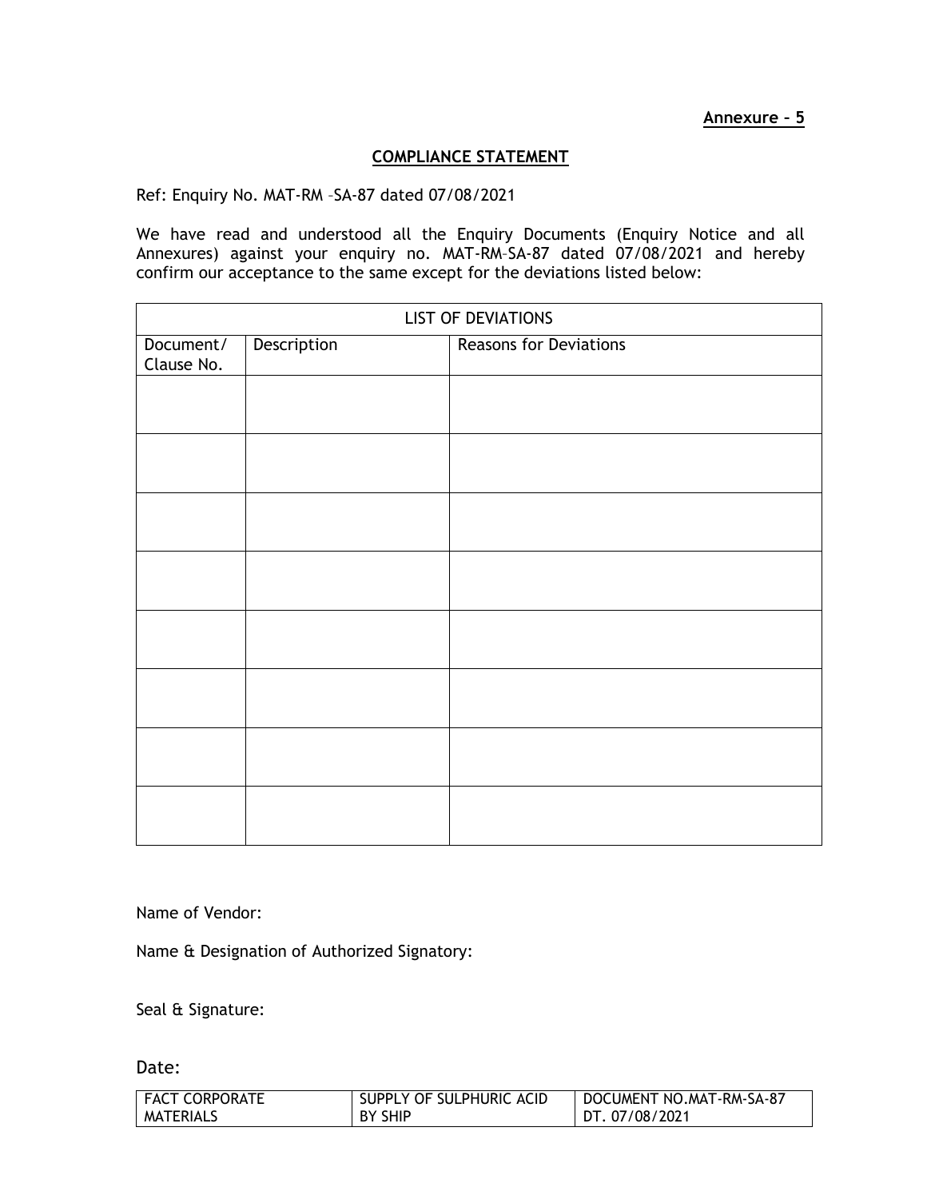**Annexure – 5**

## COMPLIANCE STATEMENT

Ref: Enquiry No. MAT-RM –SA-87 dated 07/08/2021

We have read and understood all the Enquiry Documents (Enquiry Notice and all Annexures) against your enquiry no. MAT-RM–SA-87 dated 07/08/2021 and hereby confirm our acceptance to the same except for the deviations listed below:

| LIST OF DEVIATIONS | | |
|---|---|---|
| Document/ Clause No. | Description | Reasons for Deviations |
| | | |
| | | |
| | | |
| | | |
| | | |
| | | |
| | | |
| | | |

Name of Vendor:

Name & Designation of Authorized Signatory:

Seal & Signature:

Date:

| FACT CORPORATE MATERIALS | SUPPLY OF SULPHURIC ACID BY SHIP | DOCUMENT NO.MAT-RM-SA-87 DT. 07/08/2021 |
|---|---|---|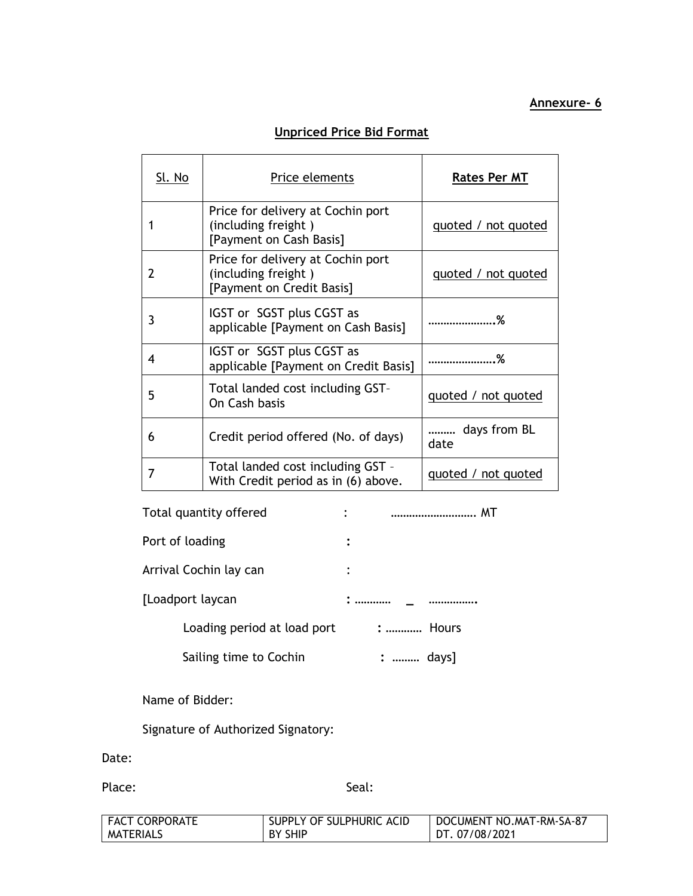**Annexure- 6**

## Unpriced Price Bid Format

| Sl. No | Price elements | Rates Per MT |
|---|---|---|
| 1 | Price for delivery at Cochin port (including freight ) [Payment on Cash Basis] | quoted / not quoted |
| 2 | Price for delivery at Cochin port (including freight ) [Payment on Credit Basis] | quoted / not quoted |
| 3 | IGST or SGST plus CGST as applicable [Payment on Cash Basis] | ………………….% |
| 4 | IGST or SGST plus CGST as applicable [Payment on Credit Basis] | ………………….% |
| 5 | Total landed cost including GST– On Cash basis | quoted / not quoted |
| 6 | Credit period offered (No. of days) | ……… days from BL date |
| 7 | Total landed cost including GST – With Credit period as in (6) above. | quoted / not quoted |

Total quantity offered : ………………………. MT

Port of loading :

Arrival Cochin lay can :

[Loadport laycan : ………… _ …………….

Loading period at load port : ………… Hours

Sailing time to Cochin : ……… days]

Name of Bidder:

Signature of Authorized Signatory:

Date:

Place: Seal:

| FACT CORPORATE MATERIALS | SUPPLY OF SULPHURIC ACID BY SHIP | DOCUMENT NO.MAT-RM-SA-87 DT. 07/08/2021 |
|---|---|---|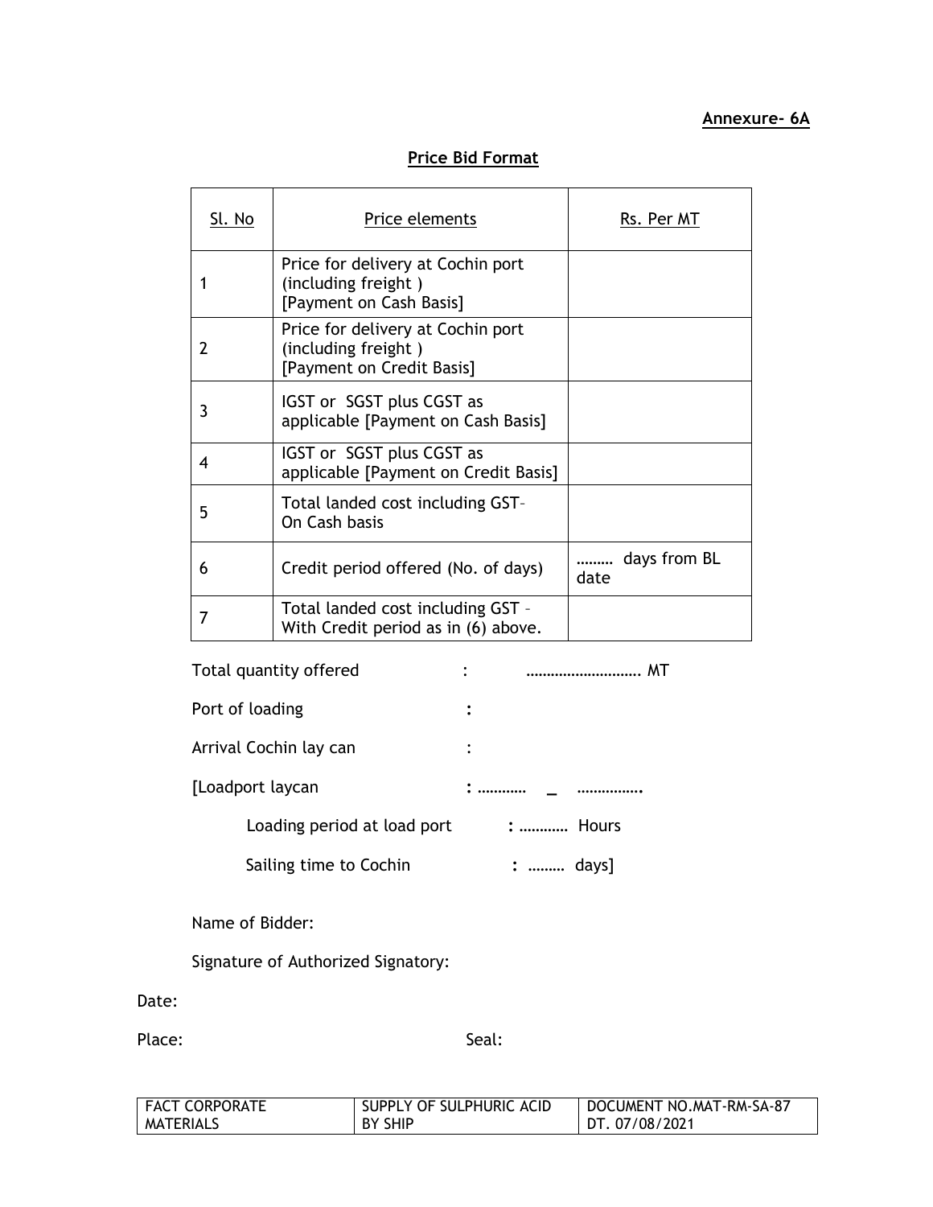**Annexure- 6A**

## Price Bid Format

| Sl. No | Price elements | Rs. Per MT |
|---|---|---|
| 1 | Price for delivery at Cochin port (including freight ) [Payment on Cash Basis] | |
| 2 | Price for delivery at Cochin port (including freight ) [Payment on Credit Basis] | |
| 3 | IGST or SGST plus CGST as applicable [Payment on Cash Basis] | |
| 4 | IGST or SGST plus CGST as applicable [Payment on Credit Basis] | |
| 5 | Total landed cost including GST– On Cash basis | |
| 6 | Credit period offered (No. of days) | ……… days from BL date |
| 7 | Total landed cost including GST – With Credit period as in (6) above. | |

Total quantity offered : ……………………… MT

Port of loading :

Arrival Cochin lay can :

[Loadport laycan : ………… _ …………….

Loading period at load port : ………… Hours

Sailing time to Cochin : ……… days]

Name of Bidder:

Signature of Authorized Signatory:

Date:

Place: Seal:

| FACT CORPORATE MATERIALS | SUPPLY OF SULPHURIC ACID BY SHIP | DOCUMENT NO.MAT-RM-SA-87 DT. 07/08/2021 |
|---|---|---|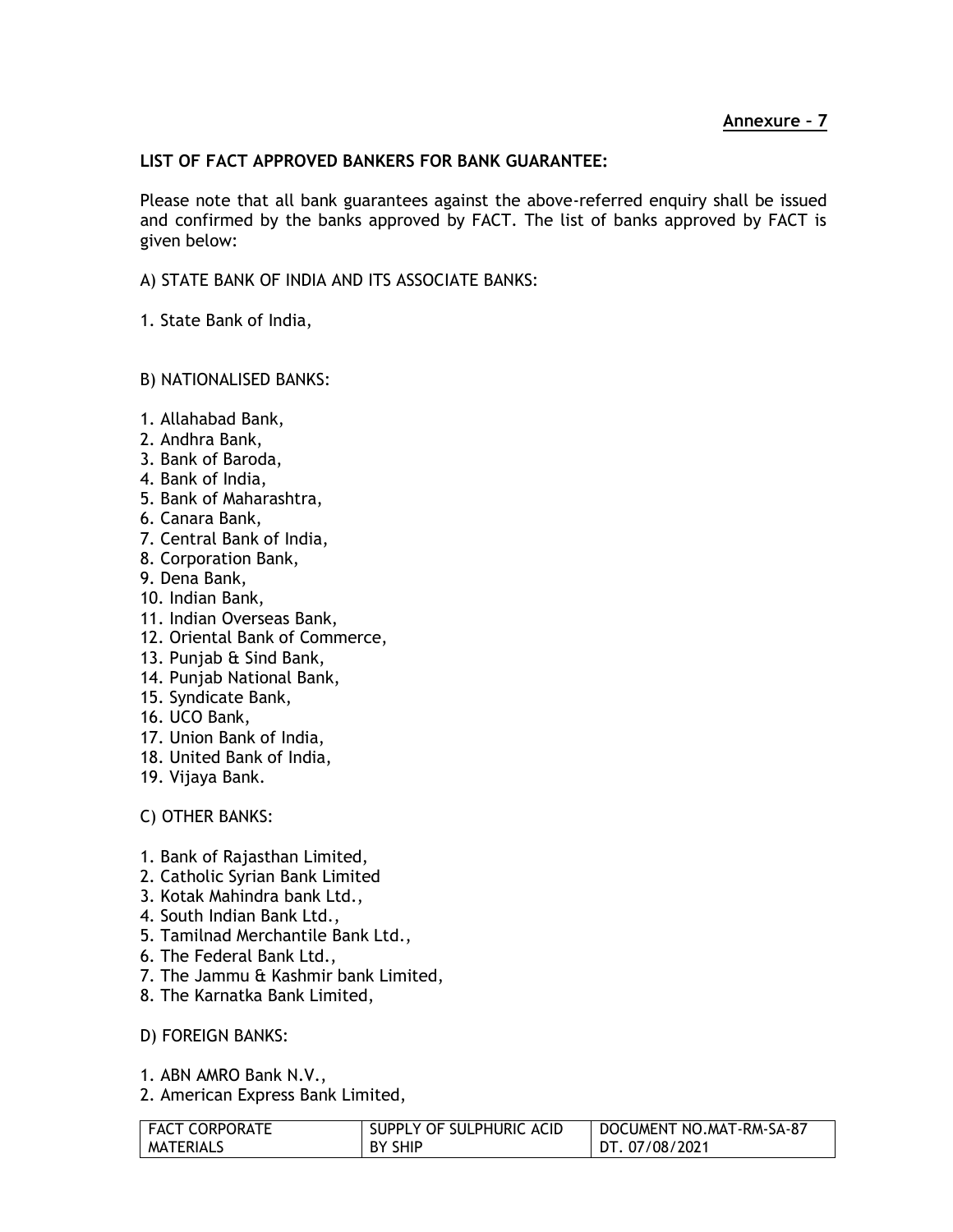**Annexure – 7**

**LIST OF FACT APPROVED BANKERS FOR BANK GUARANTEE:**

Please note that all bank guarantees against the above-referred enquiry shall be issued and confirmed by the banks approved by FACT. The list of banks approved by FACT is given below:

A) STATE BANK OF INDIA AND ITS ASSOCIATE BANKS:

1. State Bank of India,

B) NATIONALISED BANKS:

1. Allahabad Bank,
2. Andhra Bank,
3. Bank of Baroda,
4. Bank of India,
5. Bank of Maharashtra,
6. Canara Bank,
7. Central Bank of India,
8. Corporation Bank,
9. Dena Bank,
10. Indian Bank,
11. Indian Overseas Bank,
12. Oriental Bank of Commerce,
13. Punjab & Sind Bank,
14. Punjab National Bank,
15. Syndicate Bank,
16. UCO Bank,
17. Union Bank of India,
18. United Bank of India,
19. Vijaya Bank.

C) OTHER BANKS:

1. Bank of Rajasthan Limited,
2. Catholic Syrian Bank Limited
3. Kotak Mahindra bank Ltd.,
4. South Indian Bank Ltd.,
5. Tamilnad Merchantile Bank Ltd.,
6. The Federal Bank Ltd.,
7. The Jammu & Kashmir bank Limited,
8. The Karnatka Bank Limited,

D) FOREIGN BANKS:

1. ABN AMRO Bank N.V.,
2. American Express Bank Limited,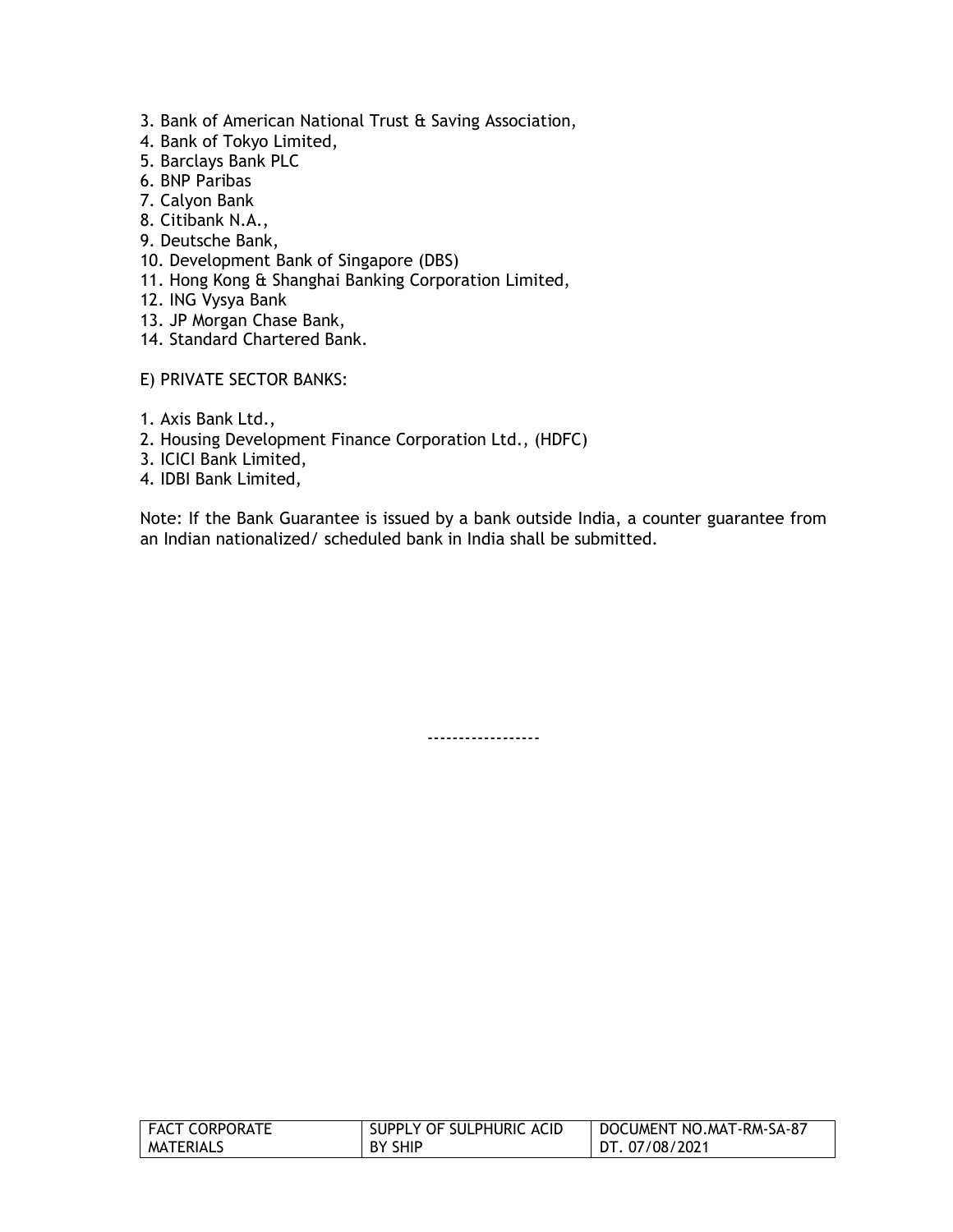3. Bank of American National Trust & Saving Association,
4. Bank of Tokyo Limited,
5. Barclays Bank PLC
6. BNP Paribas
7. Calyon Bank
8. Citibank N.A.,
9. Deutsche Bank,
10. Development Bank of Singapore (DBS)
11. Hong Kong & Shanghai Banking Corporation Limited,
12. ING Vysya Bank
13. JP Morgan Chase Bank,
14. Standard Chartered Bank.

E) PRIVATE SECTOR BANKS:

1. Axis Bank Ltd.,
2. Housing Development Finance Corporation Ltd., (HDFC)
3. ICICI Bank Limited,
4. IDBI Bank Limited,

Note: If the Bank Guarantee is issued by a bank outside India, a counter guarantee from an Indian nationalized/ scheduled bank in India shall be submitted.

-----------------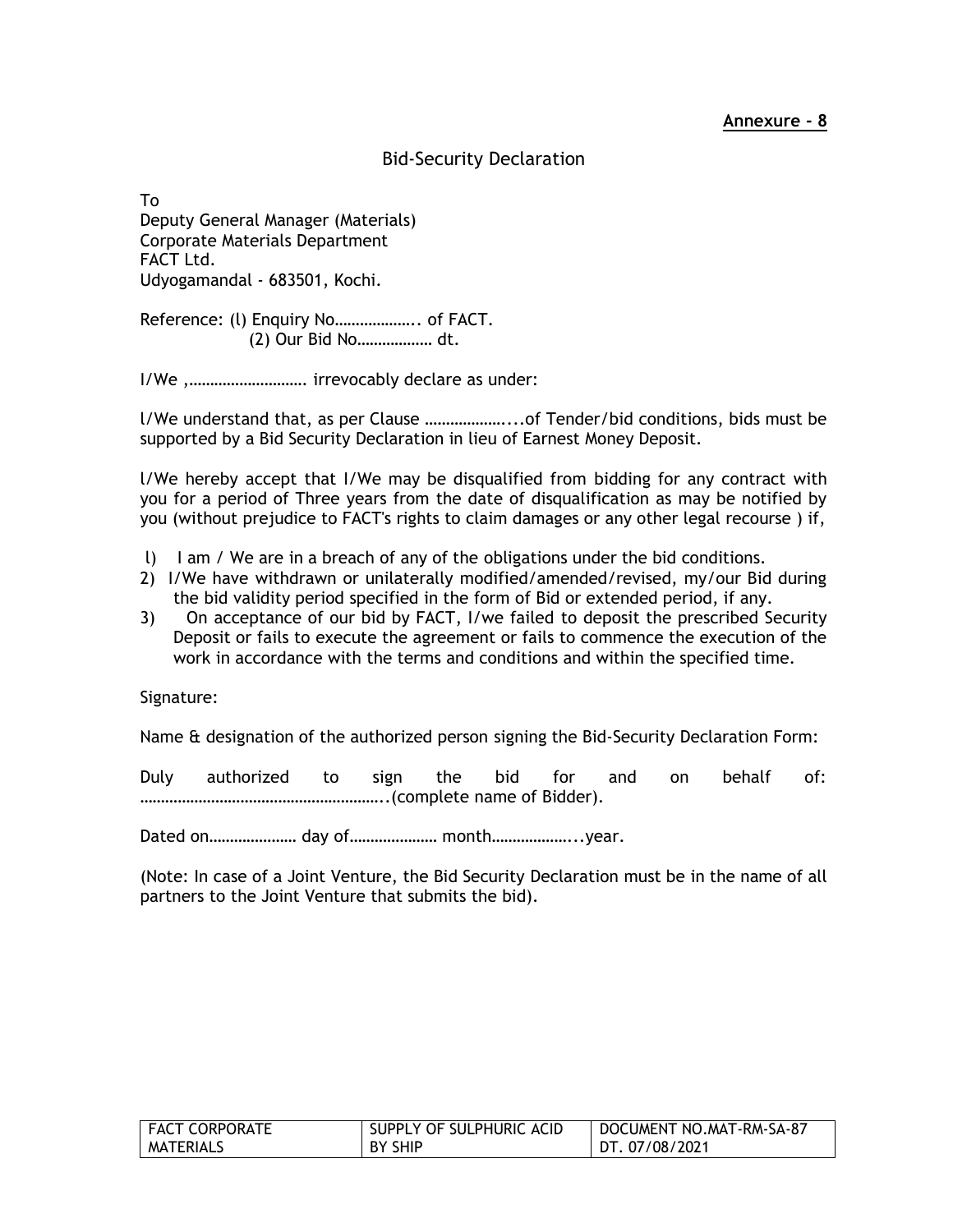**Annexure - 8**

## Bid-Security Declaration

To
Deputy General Manager (Materials)
Corporate Materials Department
FACT Ltd.
Udyogamandal - 683501, Kochi.

Reference: (l) Enquiry No……………….. of FACT.
(2) Our Bid No……………… dt.

I/We ,………………………. irrevocably declare as under:

l/We understand that, as per Clause ………………....of Tender/bid conditions, bids must be supported by a Bid Security Declaration in lieu of Earnest Money Deposit.

l/We hereby accept that I/We may be disqualified from bidding for any contract with you for a period of Three years from the date of disqualification as may be notified by you (without prejudice to FACT's rights to claim damages or any other legal recourse ) if,

l) I am / We are in a breach of any of the obligations under the bid conditions.
2) I/We have withdrawn or unilaterally modified/amended/revised, my/our Bid during the bid validity period specified in the form of Bid or extended period, if any.
3) On acceptance of our bid by FACT, I/we failed to deposit the prescribed Security Deposit or fails to execute the agreement or fails to commence the execution of the work in accordance with the terms and conditions and within the specified time.

Signature:

Name & designation of the authorized person signing the Bid-Security Declaration Form:

Duly authorized to sign the bid for and on behalf of: …………………………………………………..(complete name of Bidder).

Dated on………………… day of………………… month………………...year.

(Note: In case of a Joint Venture, the Bid Security Declaration must be in the name of all partners to the Joint Venture that submits the bid).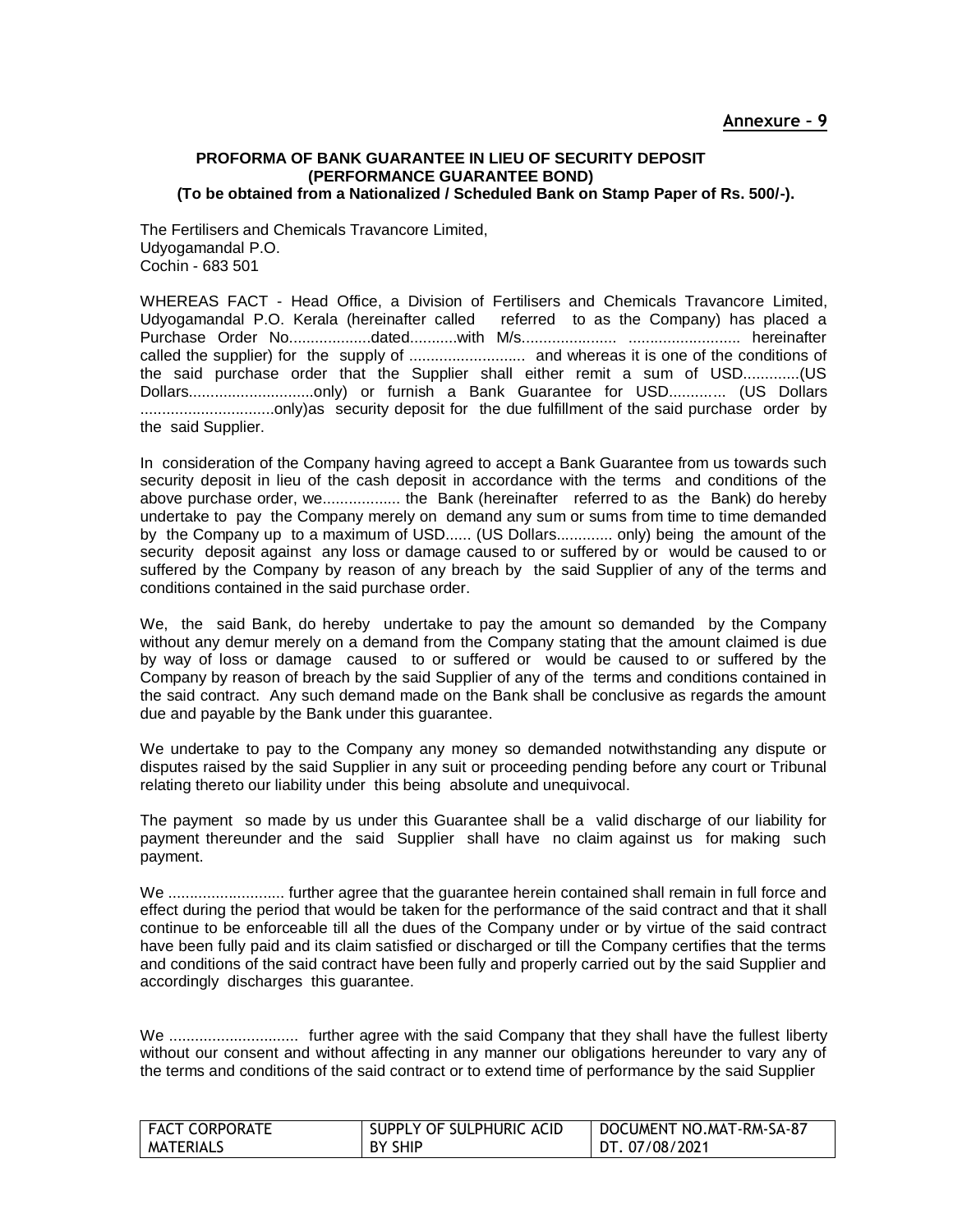**Annexure – 9**

**PROFORMA OF BANK GUARANTEE IN LIEU OF SECURITY DEPOSIT (PERFORMANCE GUARANTEE BOND)**
**(To be obtained from a Nationalized / Scheduled Bank on Stamp Paper of Rs. 500/-).**

The Fertilisers and Chemicals Travancore Limited,
Udyogamandal P.O.
Cochin - 683 501

WHEREAS FACT - Head Office, a Division of Fertilisers and Chemicals Travancore Limited, Udyogamandal P.O. Kerala (hereinafter called referred to as the Company) has placed a Purchase Order No...................dated...........with M/s..................... .......................... hereinafter called the supplier) for the supply of ........................... and whereas it is one of the conditions of the said purchase order that the Supplier shall either remit a sum of USD.............(US Dollars.............................only) or furnish a Bank Guarantee for USD............ (US Dollars ...............................only)as security deposit for the due fulfillment of the said purchase order by the said Supplier.

In consideration of the Company having agreed to accept a Bank Guarantee from us towards such security deposit in lieu of the cash deposit in accordance with the terms and conditions of the above purchase order, we.................. the Bank (hereinafter referred to as the Bank) do hereby undertake to pay the Company merely on demand any sum or sums from time to time demanded by the Company up to a maximum of USD...... (US Dollars............. only) being the amount of the security deposit against any loss or damage caused to or suffered by or would be caused to or suffered by the Company by reason of any breach by the said Supplier of any of the terms and conditions contained in the said purchase order.

We, the said Bank, do hereby undertake to pay the amount so demanded by the Company without any demur merely on a demand from the Company stating that the amount claimed is due by way of loss or damage caused to or suffered or would be caused to or suffered by the Company by reason of breach by the said Supplier of any of the terms and conditions contained in the said contract. Any such demand made on the Bank shall be conclusive as regards the amount due and payable by the Bank under this guarantee.

We undertake to pay to the Company any money so demanded notwithstanding any dispute or disputes raised by the said Supplier in any suit or proceeding pending before any court or Tribunal relating thereto our liability under this being absolute and unequivocal.

The payment so made by us under this Guarantee shall be a valid discharge of our liability for payment thereunder and the said Supplier shall have no claim against us for making such payment.

We ........................... further agree that the guarantee herein contained shall remain in full force and effect during the period that would be taken for the performance of the said contract and that it shall continue to be enforceable till all the dues of the Company under or by virtue of the said contract have been fully paid and its claim satisfied or discharged or till the Company certifies that the terms and conditions of the said contract have been fully and properly carried out by the said Supplier and accordingly discharges this guarantee.

We ............................. further agree with the said Company that they shall have the fullest liberty without our consent and without affecting in any manner our obligations hereunder to vary any of the terms and conditions of the said contract or to extend time of performance by the said Supplier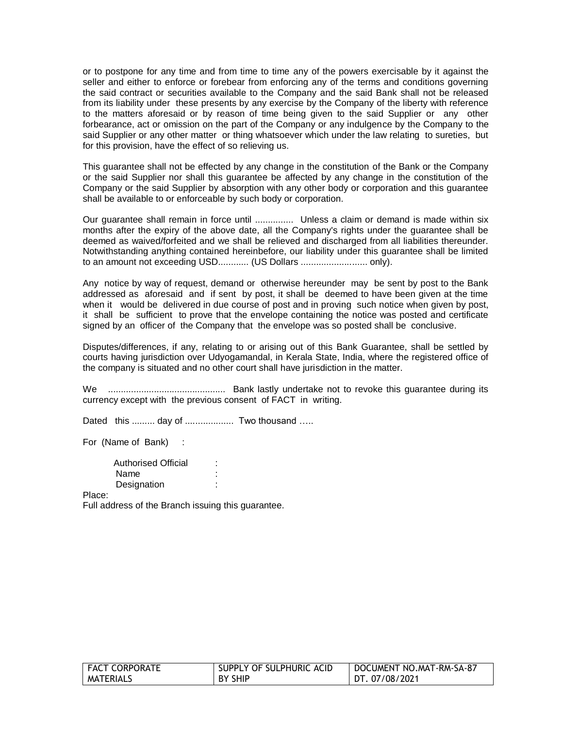or to postpone for any time and from time to time any of the powers exercisable by it against the seller and either to enforce or forebear from enforcing any of the terms and conditions governing the said contract or securities available to the Company and the said Bank shall not be released from its liability under these presents by any exercise by the Company of the liberty with reference to the matters aforesaid or by reason of time being given to the said Supplier or any other forbearance, act or omission on the part of the Company or any indulgence by the Company to the said Supplier or any other matter or thing whatsoever which under the law relating to sureties, but for this provision, have the effect of so relieving us.

This guarantee shall not be effected by any change in the constitution of the Bank or the Company or the said Supplier nor shall this guarantee be affected by any change in the constitution of the Company or the said Supplier by absorption with any other body or corporation and this guarantee shall be available to or enforceable by such body or corporation.

Our guarantee shall remain in force until ............... Unless a claim or demand is made within six months after the expiry of the above date, all the Company's rights under the guarantee shall be deemed as waived/forfeited and we shall be relieved and discharged from all liabilities thereunder. Notwithstanding anything contained hereinbefore, our liability under this guarantee shall be limited to an amount not exceeding USD............ (US Dollars .......................... only).

Any notice by way of request, demand or otherwise hereunder may be sent by post to the Bank addressed as aforesaid and if sent by post, it shall be deemed to have been given at the time when it would be delivered in due course of post and in proving such notice when given by post, it shall be sufficient to prove that the envelope containing the notice was posted and certificate signed by an officer of the Company that the envelope was so posted shall be conclusive.

Disputes/differences, if any, relating to or arising out of this Bank Guarantee, shall be settled by courts having jurisdiction over Udyogamandal, in Kerala State, India, where the registered office of the company is situated and no other court shall have jurisdiction in the matter.

We ............................................. Bank lastly undertake not to revoke this guarantee during its currency except with the previous consent of FACT in writing.

Dated this ......... day of ................... Two thousand …..

For (Name of Bank) :

Authorised Official :
Name :
Designation :

Place:
Full address of the Branch issuing this guarantee.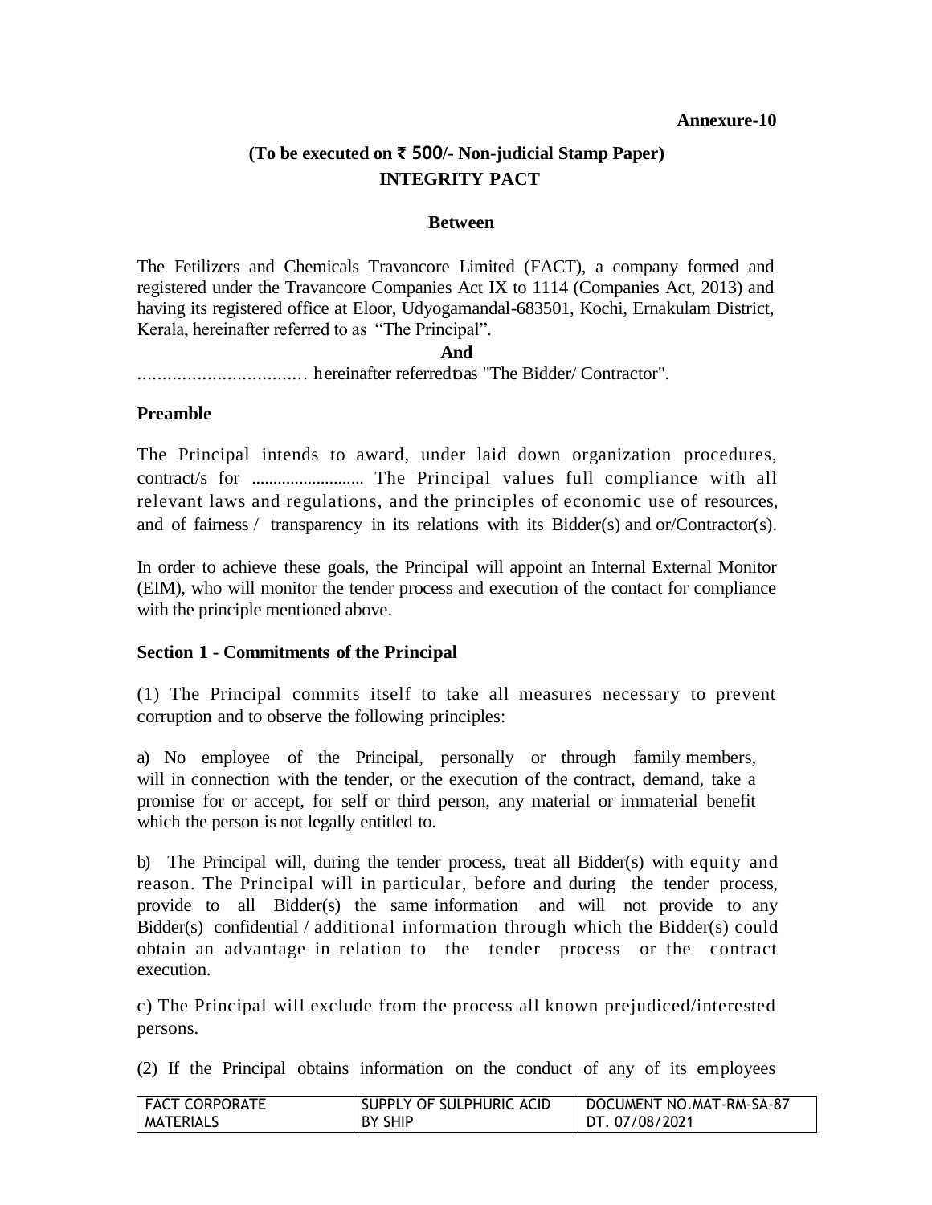**Annexure-10**

**(To be executed on ₹ 500/- Non-judicial Stamp Paper)**
**INTEGRITY PACT**

**Between**

The Fetilizers and Chemicals Travancore Limited (FACT), a company formed and registered under the Travancore Companies Act IX to 1114 (Companies Act, 2013) and having its registered office at Eloor, Udyogamandal-683501, Kochi, Ernakulam District, Kerala, hereinafter referred to as "The Principal".

**And**

.................................. hereinafter referred to as "The Bidder/ Contractor".

### Preamble

The Principal intends to award, under laid down organization procedures, contract/s for .......................... The Principal values full compliance with all relevant laws and regulations, and the principles of economic use of resources, and of fairness / transparency in its relations with its Bidder(s) and or/Contractor(s).

In order to achieve these goals, the Principal will appoint an Internal External Monitor (EIM), who will monitor the tender process and execution of the contact for compliance with the principle mentioned above.

### Section 1 - Commitments of the Principal

(1) The Principal commits itself to take all measures necessary to prevent corruption and to observe the following principles:

a) No employee of the Principal, personally or through family members, will in connection with the tender, or the execution of the contract, demand, take a promise for or accept, for self or third person, any material or immaterial benefit which the person is not legally entitled to.

b) The Principal will, during the tender process, treat all Bidder(s) with equity and reason. The Principal will in particular, before and during the tender process, provide to all Bidder(s) the same information and will not provide to any Bidder(s) confidential / additional information through which the Bidder(s) could obtain an advantage in relation to the tender process or the contract execution.

c) The Principal will exclude from the process all known prejudiced/interested persons.

(2) If the Principal obtains information on the conduct of any of its employees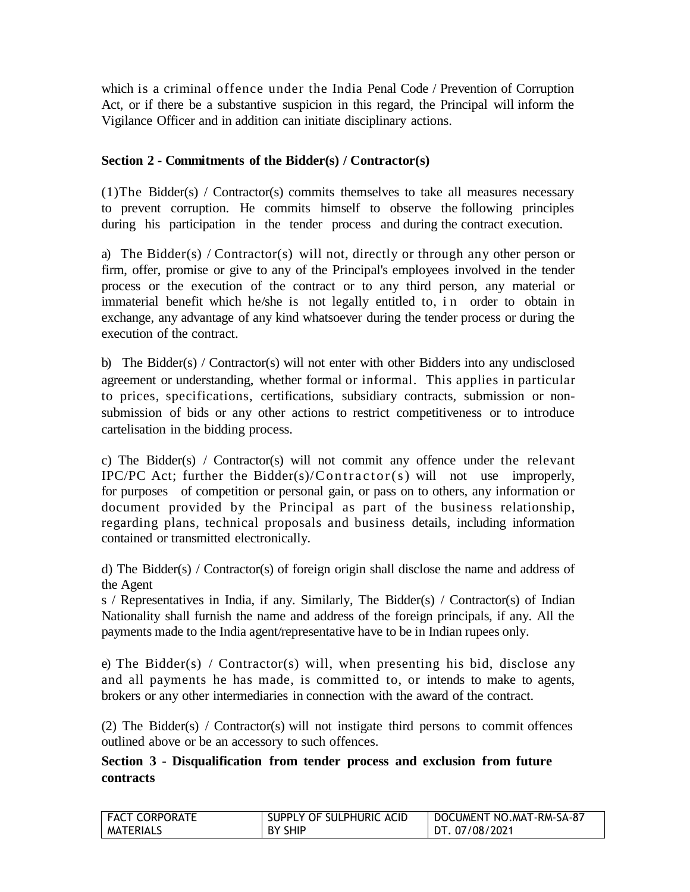which is a criminal offence under the India Penal Code / Prevention of Corruption Act, or if there be a substantive suspicion in this regard, the Principal will inform the Vigilance Officer and in addition can initiate disciplinary actions.

**Section 2 - Commitments of the Bidder(s) / Contractor(s)**

(1)The Bidder(s) / Contractor(s) commits themselves to take all measures necessary to prevent corruption. He commits himself to observe the following principles during his participation in the tender process and during the contract execution.

a) The Bidder(s) / Contractor(s) will not, directly or through any other person or firm, offer, promise or give to any of the Principal's employees involved in the tender process or the execution of the contract or to any third person, any material or immaterial benefit which he/she is not legally entitled to, in order to obtain in exchange, any advantage of any kind whatsoever during the tender process or during the execution of the contract.

b) The Bidder(s) / Contractor(s) will not enter with other Bidders into any undisclosed agreement or understanding, whether formal or informal. This applies in particular to prices, specifications, certifications, subsidiary contracts, submission or non-submission of bids or any other actions to restrict competitiveness or to introduce cartelisation in the bidding process.

c) The Bidder(s) / Contractor(s) will not commit any offence under the relevant IPC/PC Act; further the Bidder(s)/Contractor(s) will not use improperly, for purposes of competition or personal gain, or pass on to others, any information or document provided by the Principal as part of the business relationship, regarding plans, technical proposals and business details, including information contained or transmitted electronically.

d) The Bidder(s) / Contractor(s) of foreign origin shall disclose the name and address of the Agent
s / Representatives in India, if any. Similarly, The Bidder(s) / Contractor(s) of Indian Nationality shall furnish the name and address of the foreign principals, if any. All the payments made to the India agent/representative have to be in Indian rupees only.

e) The Bidder(s) / Contractor(s) will, when presenting his bid, disclose any and all payments he has made, is committed to, or intends to make to agents, brokers or any other intermediaries in connection with the award of the contract.

(2) The Bidder(s) / Contractor(s) will not instigate third persons to commit offences outlined above or be an accessory to such offences.

**Section 3 - Disqualification from tender process and exclusion from future contracts**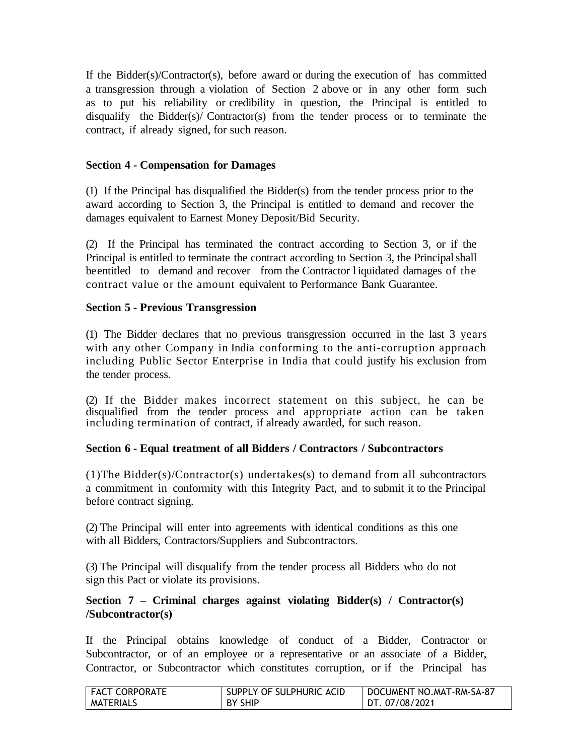If the Bidder(s)/Contractor(s), before award or during the execution of has committed a transgression through a violation of Section 2 above or in any other form such as to put his reliability or credibility in question, the Principal is entitled to disqualify the Bidder(s)/ Contractor(s) from the tender process or to terminate the contract, if already signed, for such reason.

**Section 4 - Compensation for Damages**

(1) If the Principal has disqualified the Bidder(s) from the tender process prior to the award according to Section 3, the Principal is entitled to demand and recover the damages equivalent to Earnest Money Deposit/Bid Security.

(2) If the Principal has terminated the contract according to Section 3, or if the Principal is entitled to terminate the contract according to Section 3, the Principal shall be entitled to demand and recover from the Contractor liquidated damages of the contract value or the amount equivalent to Performance Bank Guarantee.

**Section 5 - Previous Transgression**

(1) The Bidder declares that no previous transgression occurred in the last 3 years with any other Company in India conforming to the anti-corruption approach including Public Sector Enterprise in India that could justify his exclusion from the tender process.

(2) If the Bidder makes incorrect statement on this subject, he can be disqualified from the tender process and appropriate action can be taken including termination of contract, if already awarded, for such reason.

**Section 6 - Equal treatment of all Bidders / Contractors / Subcontractors**

(1)The Bidder(s)/Contractor(s) undertakes(s) to demand from all subcontractors a commitment in conformity with this Integrity Pact, and to submit it to the Principal before contract signing.

(2) The Principal will enter into agreements with identical conditions as this one with all Bidders, Contractors/Suppliers and Subcontractors.

(3) The Principal will disqualify from the tender process all Bidders who do not sign this Pact or violate its provisions.

**Section 7 – Criminal charges against violating Bidder(s) / Contractor(s) /Subcontractor(s)**

If the Principal obtains knowledge of conduct of a Bidder, Contractor or Subcontractor, or of an employee or a representative or an associate of a Bidder, Contractor, or Subcontractor which constitutes corruption, or if the Principal has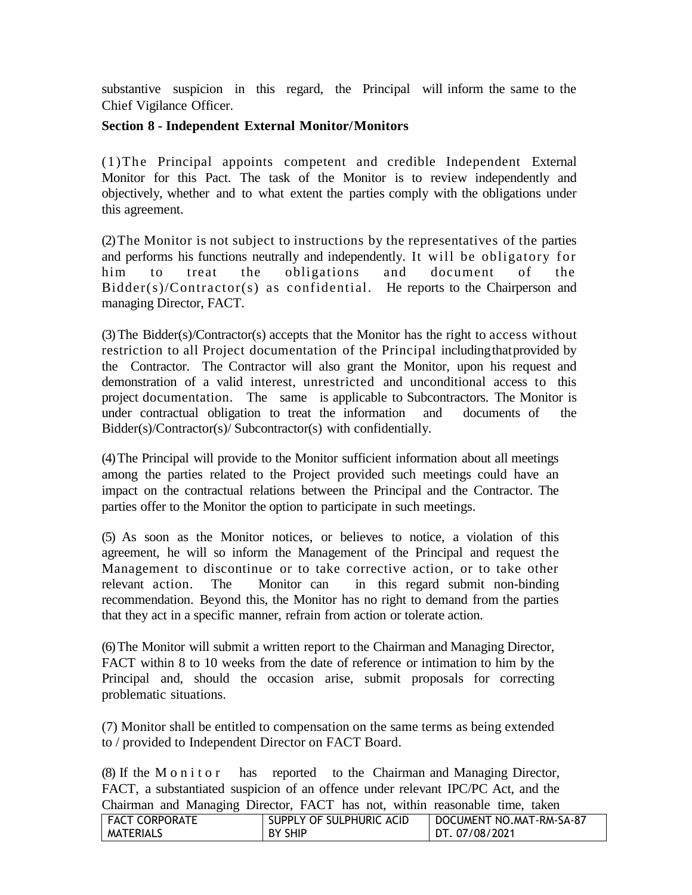substantive suspicion in this regard, the Principal will inform the same to the Chief Vigilance Officer.

**Section 8 - Independent External Monitor/Monitors**

(1) The Principal appoints competent and credible Independent External Monitor for this Pact. The task of the Monitor is to review independently and objectively, whether and to what extent the parties comply with the obligations under this agreement.

(2) The Monitor is not subject to instructions by the representatives of the parties and performs his functions neutrally and independently. It will be obligatory for him to treat the obligations and document of the Bidder(s)/Contractor(s) as confidential. He reports to the Chairperson and managing Director, FACT.

(3) The Bidder(s)/Contractor(s) accepts that the Monitor has the right to access without restriction to all Project documentation of the Principal including that provided by the Contractor. The Contractor will also grant the Monitor, upon his request and demonstration of a valid interest, unrestricted and unconditional access to this project documentation. The same is applicable to Subcontractors. The Monitor is under contractual obligation to treat the information and documents of the Bidder(s)/Contractor(s)/ Subcontractor(s) with confidentially.

(4) The Principal will provide to the Monitor sufficient information about all meetings among the parties related to the Project provided such meetings could have an impact on the contractual relations between the Principal and the Contractor. The parties offer to the Monitor the option to participate in such meetings.

(5) As soon as the Monitor notices, or believes to notice, a violation of this agreement, he will so inform the Management of the Principal and request the Management to discontinue or to take corrective action, or to take other relevant action. The Monitor can in this regard submit non-binding recommendation. Beyond this, the Monitor has no right to demand from the parties that they act in a specific manner, refrain from action or tolerate action.

(6) The Monitor will submit a written report to the Chairman and Managing Director, FACT within 8 to 10 weeks from the date of reference or intimation to him by the Principal and, should the occasion arise, submit proposals for correcting problematic situations.

(7) Monitor shall be entitled to compensation on the same terms as being extended to / provided to Independent Director on FACT Board.

(8) If the Monitor has reported to the Chairman and Managing Director, FACT, a substantiated suspicion of an offence under relevant IPC/PC Act, and the Chairman and Managing Director, FACT has not, within reasonable time, taken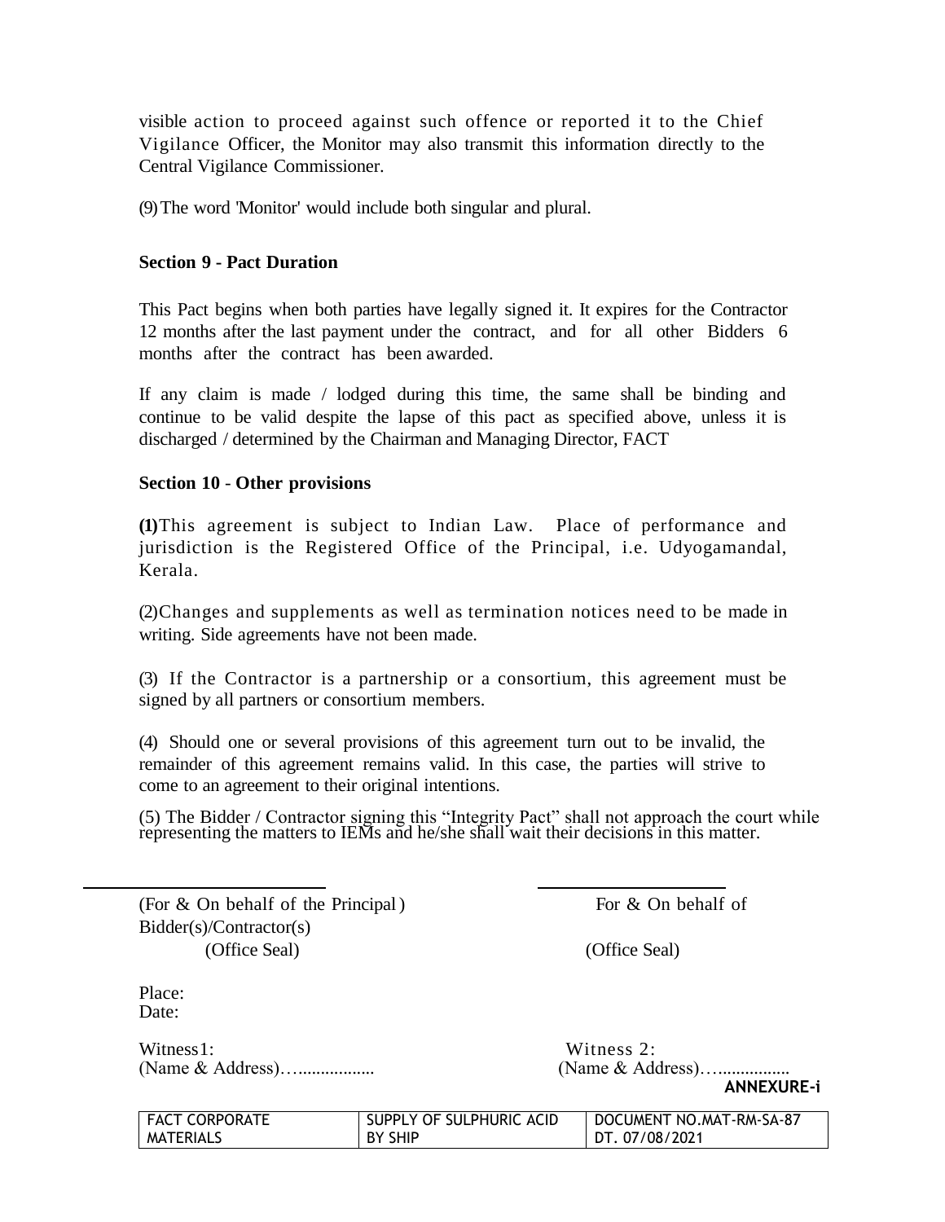visible action to proceed against such offence or reported it to the Chief Vigilance Officer, the Monitor may also transmit this information directly to the Central Vigilance Commissioner.

(9) The word 'Monitor' would include both singular and plural.

**Section 9 - Pact Duration**

This Pact begins when both parties have legally signed it. It expires for the Contractor 12 months after the last payment under the contract, and for all other Bidders 6 months after the contract has been awarded.

If any claim is made / lodged during this time, the same shall be binding and continue to be valid despite the lapse of this pact as specified above, unless it is discharged / determined by the Chairman and Managing Director, FACT

**Section 10 - Other provisions**

**(1)** This agreement is subject to Indian Law. Place of performance and jurisdiction is the Registered Office of the Principal, i.e. Udyogamandal, Kerala.

(2) Changes and supplements as well as termination notices need to be made in writing. Side agreements have not been made.

(3) If the Contractor is a partnership or a consortium, this agreement must be signed by all partners or consortium members.

(4) Should one or several provisions of this agreement turn out to be invalid, the remainder of this agreement remains valid. In this case, the parties will strive to come to an agreement to their original intentions.

(5) The Bidder / Contractor signing this "Integrity Pact" shall not approach the court while representing the matters to IEMs and he/she shall wait their decisions in this matter.

\_\_\_\_\_\_\_\_\_\_\_\_\_\_\_\_\_\_\_\_\_\_\_\_\_\_ \_\_\_\_\_\_\_\_\_\_\_\_\_\_\_\_\_\_\_\_

(For & On behalf of the Principal) For & On behalf of Bidder(s)/Contractor(s)

(Office Seal) (Office Seal)

Place:

Date:

Witness1: Witness 2:

(Name & Address)….................. (Name & Address)…...............

**ANNEXURE-i**

| FACT CORPORATE MATERIALS | SUPPLY OF SULPHURIC ACID BY SHIP | DOCUMENT NO.MAT-RM-SA-87 DT. 07/08/2021 |
|---|---|---|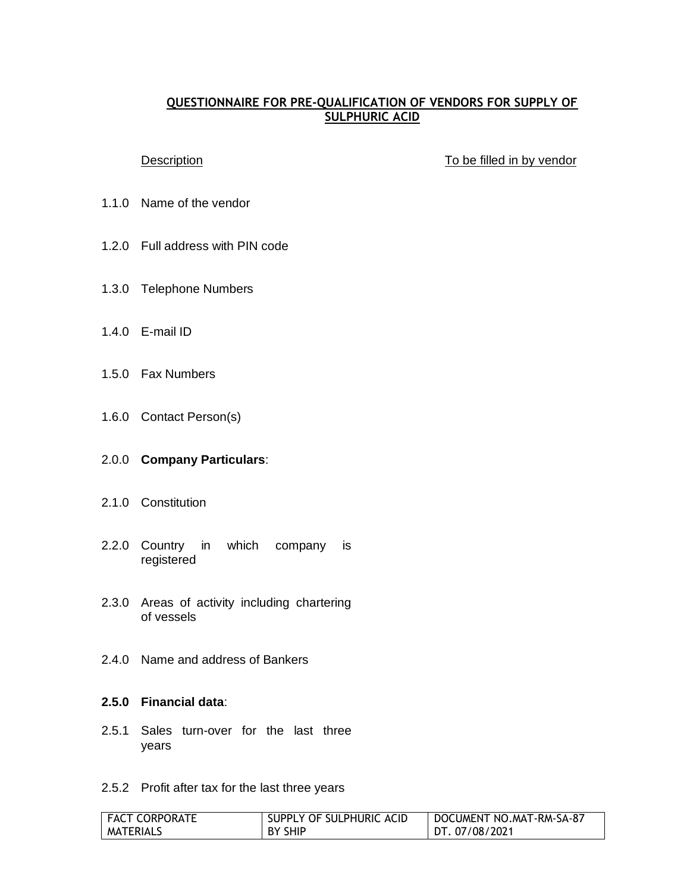## QUESTIONNAIRE FOR PRE-QUALIFICATION OF VENDORS FOR SUPPLY OF SULPHURIC ACID

| | Description | To be filled in by vendor |
|---|---|---|
| 1.1.0 | Name of the vendor | |
| 1.2.0 | Full address with PIN code | |
| 1.3.0 | Telephone Numbers | |
| 1.4.0 | E-mail ID | |
| 1.5.0 | Fax Numbers | |
| 1.6.0 | Contact Person(s) | |
| 2.0.0 | **Company Particulars**: | |
| 2.1.0 | Constitution | |
| 2.2.0 | Country in which company is registered | |
| 2.3.0 | Areas of activity including chartering of vessels | |
| 2.4.0 | Name and address of Bankers | |
| **2.5.0** | **Financial data**: | |
| 2.5.1 | Sales turn-over for the last three years | |
| 2.5.2 | Profit after tax for the last three years | |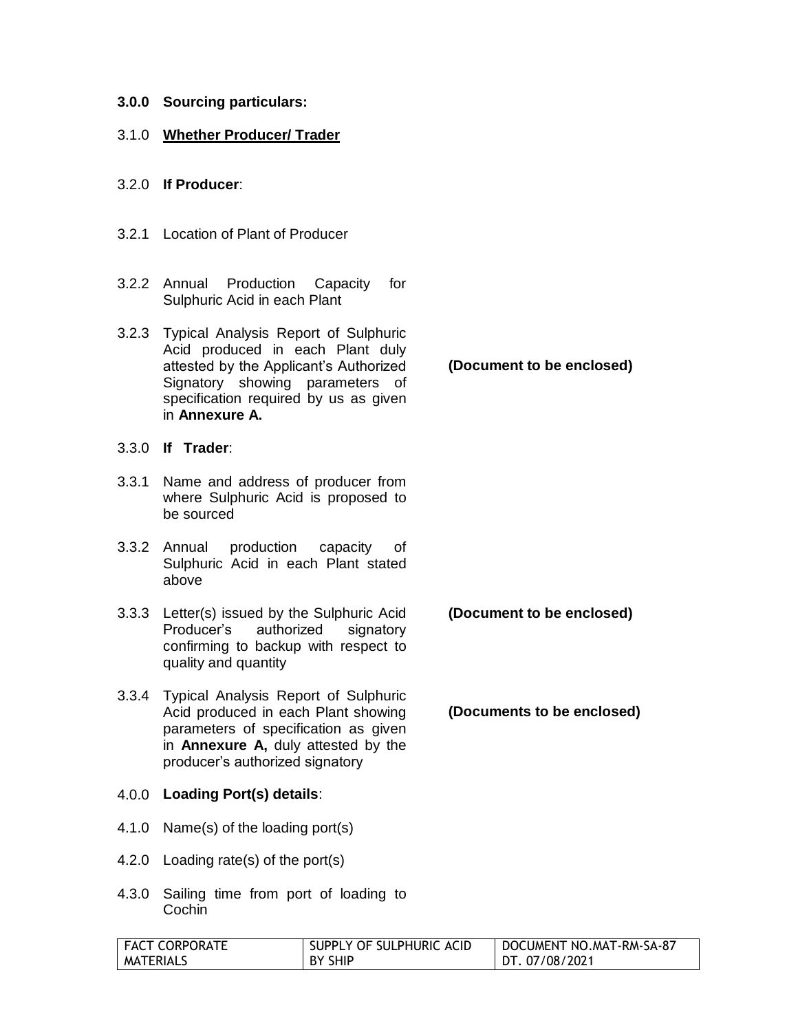**3.0.0 Sourcing particulars:**

3.1.0 **<u>Whether Producer/ Trader</u>**

3.2.0 **If Producer**:

3.2.1 Location of Plant of Producer

3.2.2 Annual Production Capacity for Sulphuric Acid in each Plant

3.2.3 Typical Analysis Report of Sulphuric Acid produced in each Plant duly attested by the Applicant's Authorized Signatory showing parameters of specification required by us as given in **Annexure A.** **(Document to be enclosed)**

3.3.0 **If Trader**:

3.3.1 Name and address of producer from where Sulphuric Acid is proposed to be sourced

3.3.2 Annual production capacity of Sulphuric Acid in each Plant stated above

3.3.3 Letter(s) issued by the Sulphuric Acid Producer's authorized signatory confirming to backup with respect to quality and quantity **(Document to be enclosed)**

3.3.4 Typical Analysis Report of Sulphuric Acid produced in each Plant showing parameters of specification as given in **Annexure A,** duly attested by the producer's authorized signatory **(Documents to be enclosed)**

4.0.0 **Loading Port(s) details**:

4.1.0 Name(s) of the loading port(s)

4.2.0 Loading rate(s) of the port(s)

4.3.0 Sailing time from port of loading to Cochin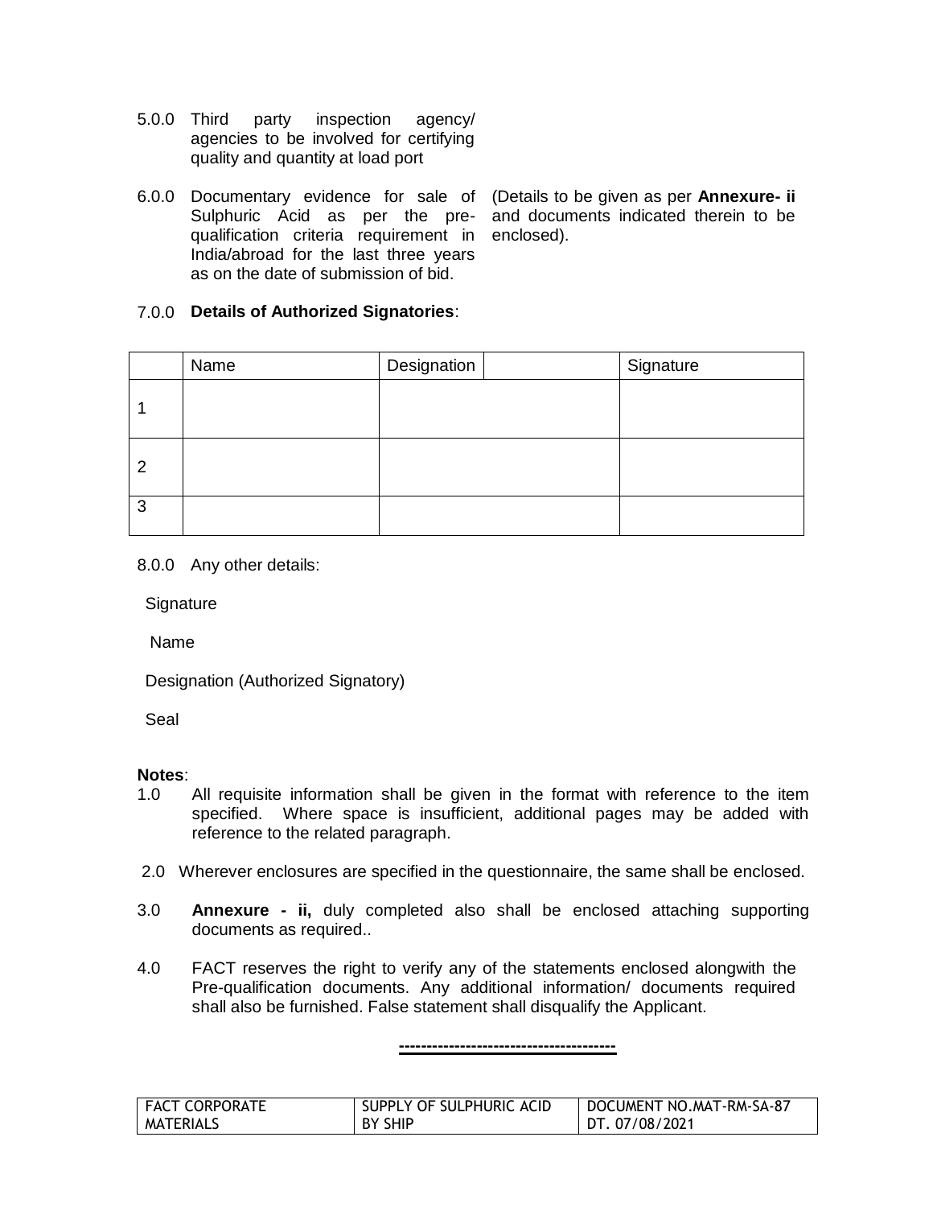5.0.0 Third party inspection agency/ agencies to be involved for certifying quality and quantity at load port

6.0.0 Documentary evidence for sale of Sulphuric Acid as per the pre-qualification criteria requirement in India/abroad for the last three years as on the date of submission of bid. (Details to be given as per **Annexure- ii** and documents indicated therein to be enclosed).

7.0.0 **Details of Authorized Signatories**:

| | Name | Designation | | Signature |
|---|---|---|---|---|
| 1 | | | | |
| 2 | | | | |
| 3 | | | | |

8.0.0 Any other details:

Signature

Name

Designation (Authorized Signatory)

Seal

**Notes**:

1.0 All requisite information shall be given in the format with reference to the item specified. Where space is insufficient, additional pages may be added with reference to the related paragraph.

2.0 Wherever enclosures are specified in the questionnaire, the same shall be enclosed.

3.0 **Annexure - ii,** duly completed also shall be enclosed attaching supporting documents as required..

4.0 FACT reserves the right to verify any of the statements enclosed alongwith the Pre-qualification documents. Any additional information/ documents required shall also be furnished. False statement shall disqualify the Applicant.

---------------------------------------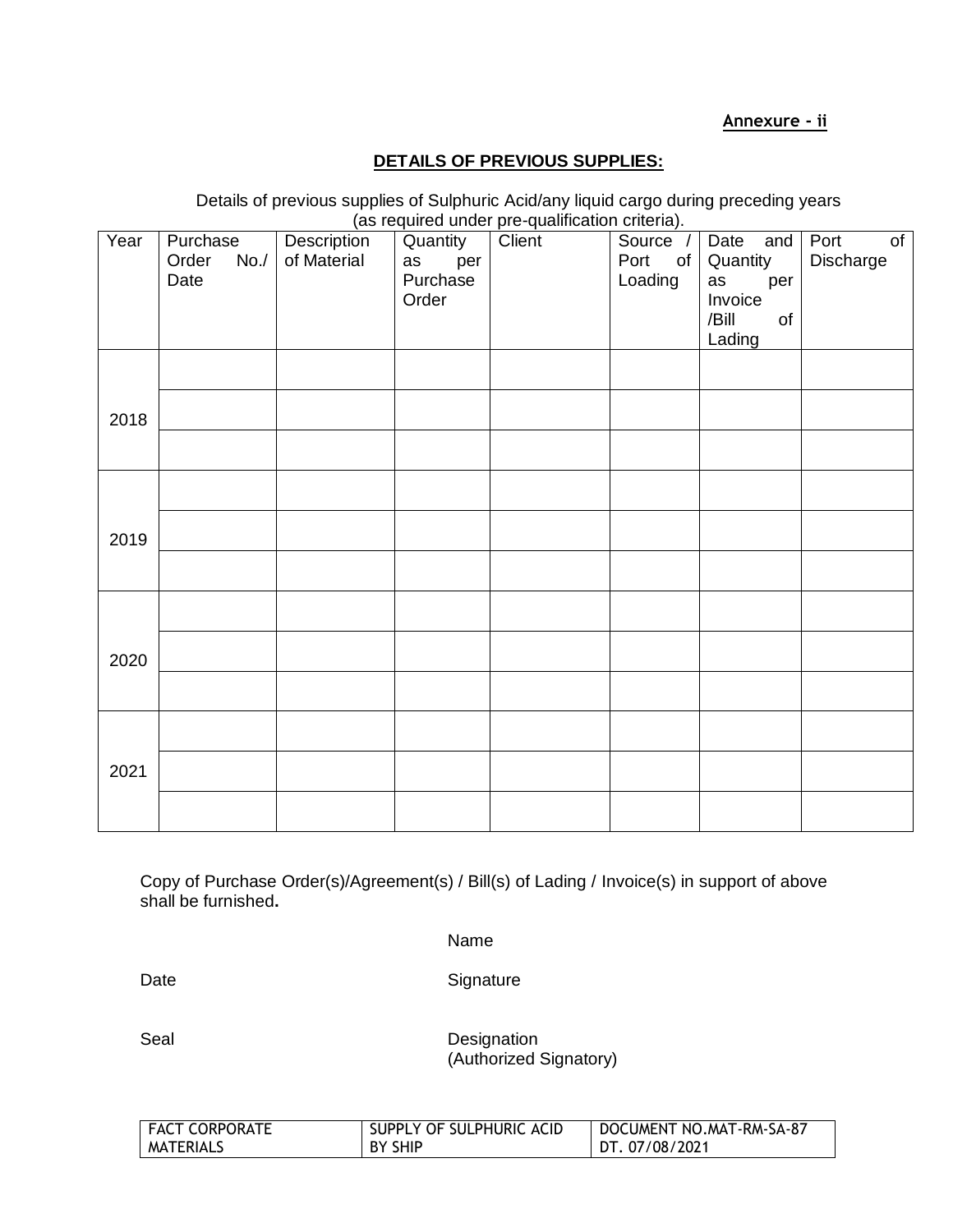**Annexure - ii**

## DETAILS OF PREVIOUS SUPPLIES:

Details of previous supplies of Sulphuric Acid/any liquid cargo during preceding years (as required under pre-qualification criteria).

| Year | Purchase Order No./ Date | Description of Material | Quantity as per Purchase Order | Client | Source / Port of Loading | Date and Quantity as per Invoice /Bill of Lading | Port of Discharge |
|---|---|---|---|---|---|---|---|
| 2018 | | | | | | | |
| | | | | | | | |
| | | | | | | | |
| 2019 | | | | | | | |
| | | | | | | | |
| | | | | | | | |
| 2020 | | | | | | | |
| | | | | | | | |
| | | | | | | | |
| 2021 | | | | | | | |
| | | | | | | | |
| | | | | | | | |

Copy of Purchase Order(s)/Agreement(s) / Bill(s) of Lading / Invoice(s) in support of above shall be furnished**.**

Name

Date

Signature

Seal

Designation
(Authorized Signatory)